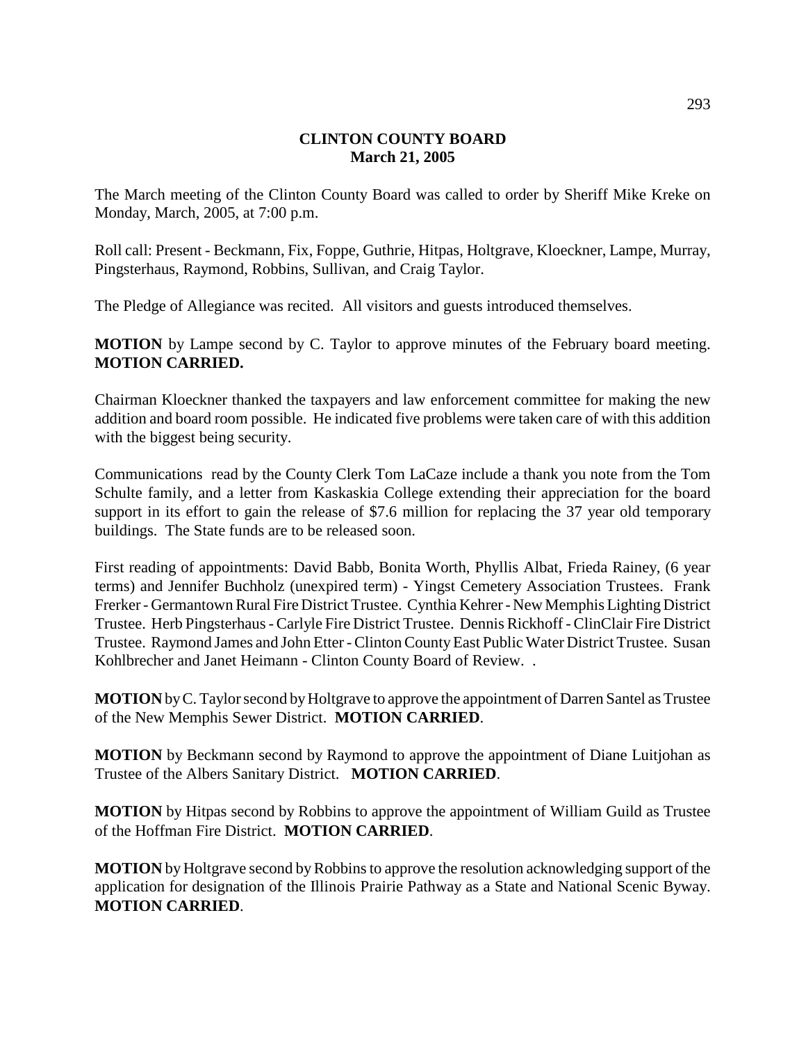# CLINTON COUNTY BOARD
## March 21, 2005

The March meeting of the Clinton County Board was called to order by Sheriff Mike Kreke on Monday, March, 2005, at 7:00 p.m.

Roll call: Present - Beckmann, Fix, Foppe, Guthrie, Hitpas, Holtgrave, Kloeckner, Lampe, Murray, Pingsterhaus, Raymond, Robbins, Sullivan, and Craig Taylor.

The Pledge of Allegiance was recited. All visitors and guests introduced themselves.

**MOTION** by Lampe second by C. Taylor to approve minutes of the February board meeting. **MOTION CARRIED.**

Chairman Kloeckner thanked the taxpayers and law enforcement committee for making the new addition and board room possible. He indicated five problems were taken care of with this addition with the biggest being security.

Communications read by the County Clerk Tom LaCaze include a thank you note from the Tom Schulte family, and a letter from Kaskaskia College extending their appreciation for the board support in its effort to gain the release of $7.6 million for replacing the 37 year old temporary buildings. The State funds are to be released soon.

First reading of appointments: David Babb, Bonita Worth, Phyllis Albat, Frieda Rainey, (6 year terms) and Jennifer Buchholz (unexpired term) - Yingst Cemetery Association Trustees. Frank Frerker - Germantown Rural Fire District Trustee. Cynthia Kehrer - New Memphis Lighting District Trustee. Herb Pingsterhaus - Carlyle Fire District Trustee. Dennis Rickhoff - ClinClair Fire District Trustee. Raymond James and John Etter - Clinton County East Public Water District Trustee. Susan Kohlbrecher and Janet Heimann - Clinton County Board of Review. .

**MOTION** by C. Taylor second by Holtgrave to approve the appointment of Darren Santel as Trustee of the New Memphis Sewer District. **MOTION CARRIED**.

**MOTION** by Beckmann second by Raymond to approve the appointment of Diane Luitjohan as Trustee of the Albers Sanitary District. **MOTION CARRIED**.

**MOTION** by Hitpas second by Robbins to approve the appointment of William Guild as Trustee of the Hoffman Fire District. **MOTION CARRIED**.

**MOTION** by Holtgrave second by Robbins to approve the resolution acknowledging support of the application for designation of the Illinois Prairie Pathway as a State and National Scenic Byway. **MOTION CARRIED**.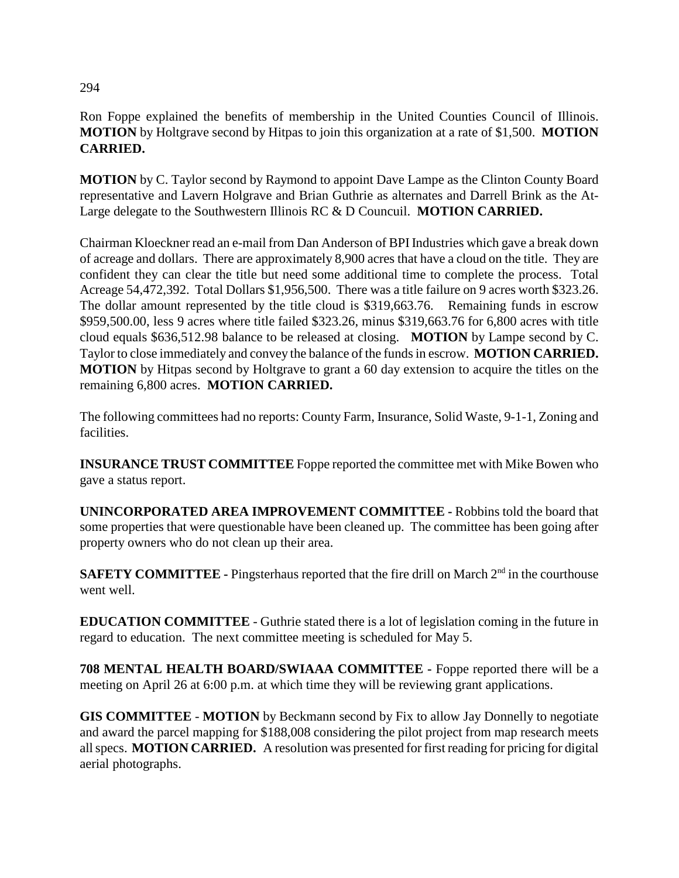Ron Foppe explained the benefits of membership in the United Counties Council of Illinois. **MOTION** by Holtgrave second by Hitpas to join this organization at a rate of $1,500. **MOTION CARRIED.**

**MOTION** by C. Taylor second by Raymond to appoint Dave Lampe as the Clinton County Board representative and Lavern Holgrave and Brian Guthrie as alternates and Darrell Brink as the At-Large delegate to the Southwestern Illinois RC & D Councuil. **MOTION CARRIED.**

Chairman Kloeckner read an e-mail from Dan Anderson of BPI Industries which gave a break down of acreage and dollars. There are approximately 8,900 acres that have a cloud on the title. They are confident they can clear the title but need some additional time to complete the process. Total Acreage 54,472,392. Total Dollars $1,956,500. There was a title failure on 9 acres worth $323.26. The dollar amount represented by the title cloud is $319,663.76. Remaining funds in escrow $959,500.00, less 9 acres where title failed $323.26, minus $319,663.76 for 6,800 acres with title cloud equals $636,512.98 balance to be released at closing. **MOTION** by Lampe second by C. Taylor to close immediately and convey the balance of the funds in escrow. **MOTION CARRIED. MOTION** by Hitpas second by Holtgrave to grant a 60 day extension to acquire the titles on the remaining 6,800 acres. **MOTION CARRIED.**

The following committees had no reports: County Farm, Insurance, Solid Waste, 9-1-1, Zoning and facilities.

**INSURANCE TRUST COMMITTEE** Foppe reported the committee met with Mike Bowen who gave a status report.

**UNINCORPORATED AREA IMPROVEMENT COMMITTEE -** Robbins told the board that some properties that were questionable have been cleaned up. The committee has been going after property owners who do not clean up their area.

**SAFETY COMMITTEE -** Pingsterhaus reported that the fire drill on March 2nd in the courthouse went well.

**EDUCATION COMMITTEE** - Guthrie stated there is a lot of legislation coming in the future in regard to education. The next committee meeting is scheduled for May 5.

**708 MENTAL HEALTH BOARD/SWIAAA COMMITTEE -** Foppe reported there will be a meeting on April 26 at 6:00 p.m. at which time they will be reviewing grant applications.

**GIS COMMITTEE** - **MOTION** by Beckmann second by Fix to allow Jay Donnelly to negotiate and award the parcel mapping for $188,008 considering the pilot project from map research meets all specs. **MOTION CARRIED.** A resolution was presented for first reading for pricing for digital aerial photographs.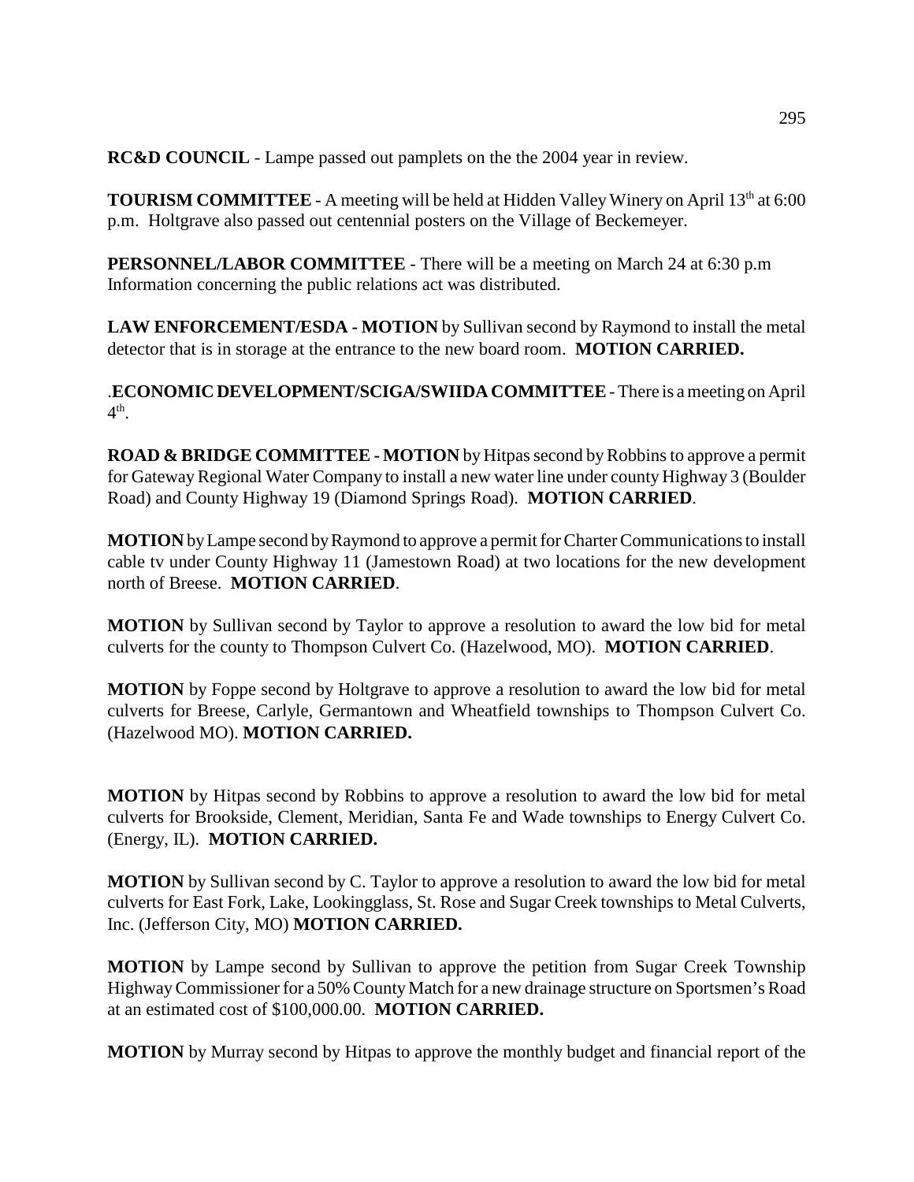**RC&D COUNCIL** - Lampe passed out pamplets on the the 2004 year in review.

**TOURISM COMMITTEE** - A meeting will be held at Hidden Valley Winery on April 13th at 6:00 p.m. Holtgrave also passed out centennial posters on the Village of Beckemeyer.

**PERSONNEL/LABOR COMMITTEE** - There will be a meeting on March 24 at 6:30 p.m Information concerning the public relations act was distributed.

**LAW ENFORCEMENT/ESDA - MOTION** by Sullivan second by Raymond to install the metal detector that is in storage at the entrance to the new board room. **MOTION CARRIED.**

.**ECONOMIC DEVELOPMENT/SCIGA/SWIIDA COMMITTEE** - There is a meeting on April 4th.

**ROAD & BRIDGE COMMITTEE - MOTION** by Hitpas second by Robbins to approve a permit for Gateway Regional Water Company to install a new water line under county Highway 3 (Boulder Road) and County Highway 19 (Diamond Springs Road). **MOTION CARRIED**.

**MOTION** by Lampe second by Raymond to approve a permit for Charter Communications to install cable tv under County Highway 11 (Jamestown Road) at two locations for the new development north of Breese. **MOTION CARRIED**.

**MOTION** by Sullivan second by Taylor to approve a resolution to award the low bid for metal culverts for the county to Thompson Culvert Co. (Hazelwood, MO). **MOTION CARRIED**.

**MOTION** by Foppe second by Holtgrave to approve a resolution to award the low bid for metal culverts for Breese, Carlyle, Germantown and Wheatfield townships to Thompson Culvert Co. (Hazelwood MO). **MOTION CARRIED.**

**MOTION** by Hitpas second by Robbins to approve a resolution to award the low bid for metal culverts for Brookside, Clement, Meridian, Santa Fe and Wade townships to Energy Culvert Co. (Energy, IL). **MOTION CARRIED.**

**MOTION** by Sullivan second by C. Taylor to approve a resolution to award the low bid for metal culverts for East Fork, Lake, Lookingglass, St. Rose and Sugar Creek townships to Metal Culverts, Inc. (Jefferson City, MO) **MOTION CARRIED.**

**MOTION** by Lampe second by Sullivan to approve the petition from Sugar Creek Township Highway Commissioner for a 50% County Match for a new drainage structure on Sportsmen's Road at an estimated cost of $100,000.00. **MOTION CARRIED.**

**MOTION** by Murray second by Hitpas to approve the monthly budget and financial report of the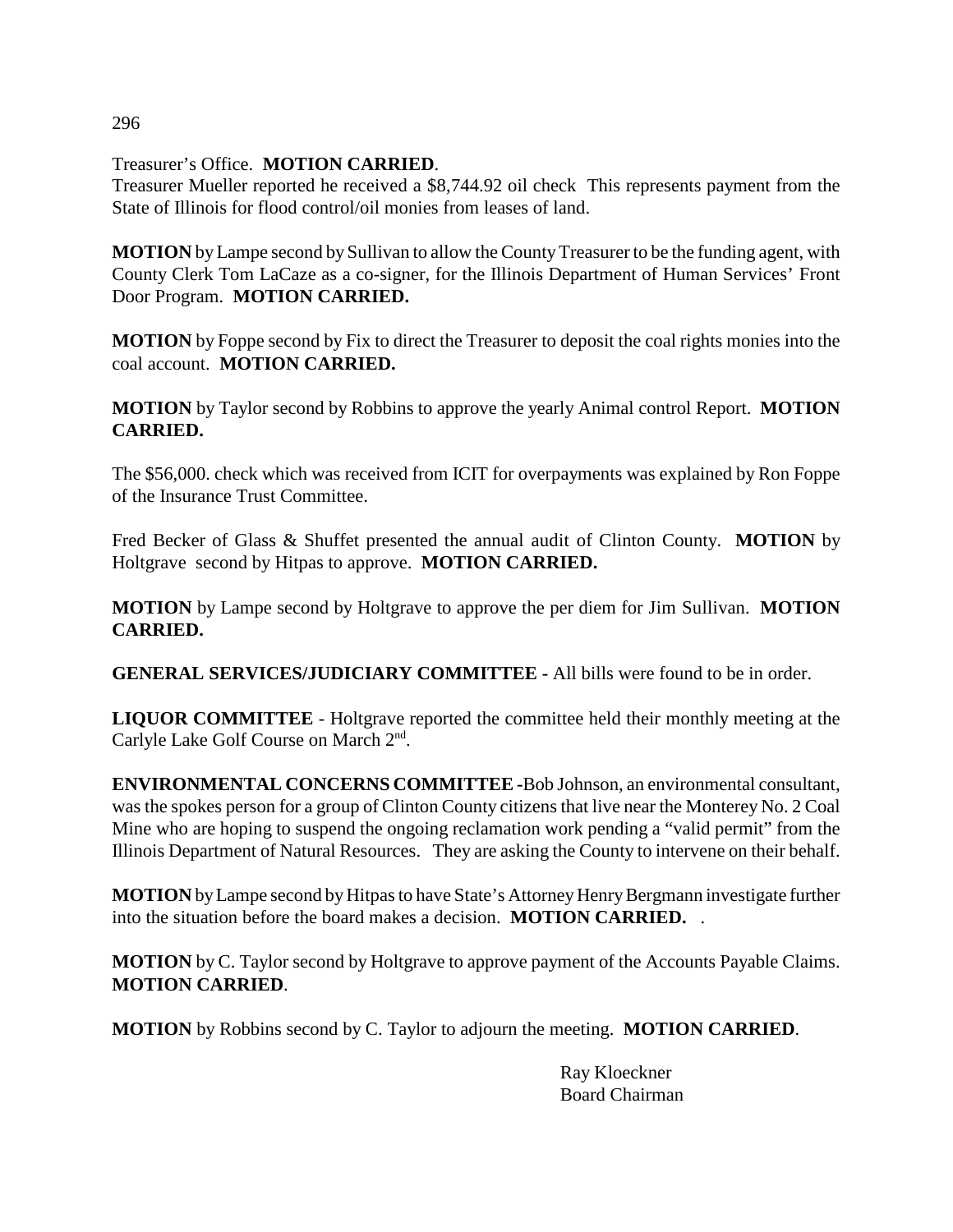Treasurer's Office. **MOTION CARRIED**.
Treasurer Mueller reported he received a $8,744.92 oil check This represents payment from the State of Illinois for flood control/oil monies from leases of land.

**MOTION** by Lampe second by Sullivan to allow the County Treasurer to be the funding agent, with County Clerk Tom LaCaze as a co-signer, for the Illinois Department of Human Services' Front Door Program. **MOTION CARRIED.**

**MOTION** by Foppe second by Fix to direct the Treasurer to deposit the coal rights monies into the coal account. **MOTION CARRIED.**

**MOTION** by Taylor second by Robbins to approve the yearly Animal control Report. **MOTION CARRIED.**

The $56,000. check which was received from ICIT for overpayments was explained by Ron Foppe of the Insurance Trust Committee.

Fred Becker of Glass & Shuffet presented the annual audit of Clinton County. **MOTION** by Holtgrave second by Hitpas to approve. **MOTION CARRIED.**

**MOTION** by Lampe second by Holtgrave to approve the per diem for Jim Sullivan. **MOTION CARRIED.**

**GENERAL SERVICES/JUDICIARY COMMITTEE -** All bills were found to be in order.

**LIQUOR COMMITTEE** - Holtgrave reported the committee held their monthly meeting at the Carlyle Lake Golf Course on March 2nd.

**ENVIRONMENTAL CONCERNS COMMITTEE -** Bob Johnson, an environmental consultant, was the spokes person for a group of Clinton County citizens that live near the Monterey No. 2 Coal Mine who are hoping to suspend the ongoing reclamation work pending a "valid permit" from the Illinois Department of Natural Resources. They are asking the County to intervene on their behalf.

**MOTION** by Lampe second by Hitpas to have State's Attorney Henry Bergmann investigate further into the situation before the board makes a decision. **MOTION CARRIED.** .

**MOTION** by C. Taylor second by Holtgrave to approve payment of the Accounts Payable Claims. **MOTION CARRIED**.

**MOTION** by Robbins second by C. Taylor to adjourn the meeting. **MOTION CARRIED**.

Ray Kloeckner
Board Chairman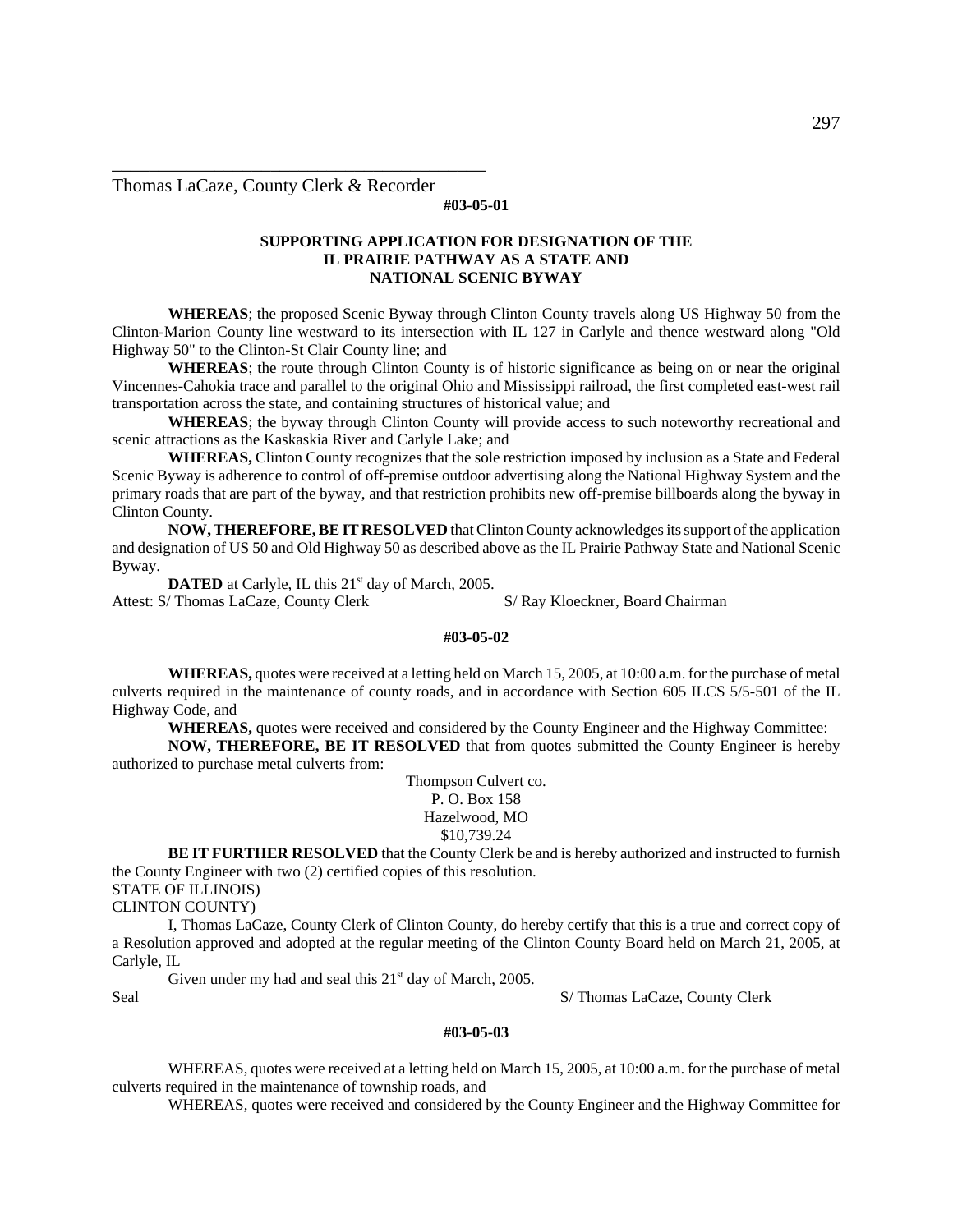\_\_\_\_\_\_\_\_\_\_\_\_\_\_\_\_\_\_\_\_\_\_\_\_\_\_\_\_\_\_\_\_\_\_\_\_\_\_\_\_\_\_

Thomas LaCaze, County Clerk & Recorder

**#03-05-01**

**SUPPORTING APPLICATION FOR DESIGNATION OF THE IL PRAIRIE PATHWAY AS A STATE AND NATIONAL SCENIC BYWAY**

**WHEREAS**; the proposed Scenic Byway through Clinton County travels along US Highway 50 from the Clinton-Marion County line westward to its intersection with IL 127 in Carlyle and thence westward along "Old Highway 50" to the Clinton-St Clair County line; and

**WHEREAS**; the route through Clinton County is of historic significance as being on or near the original Vincennes-Cahokia trace and parallel to the original Ohio and Mississippi railroad, the first completed east-west rail transportation across the state, and containing structures of historical value; and

**WHEREAS**; the byway through Clinton County will provide access to such noteworthy recreational and scenic attractions as the Kaskaskia River and Carlyle Lake; and

**WHEREAS,** Clinton County recognizes that the sole restriction imposed by inclusion as a State and Federal Scenic Byway is adherence to control of off-premise outdoor advertising along the National Highway System and the primary roads that are part of the byway, and that restriction prohibits new off-premise billboards along the byway in Clinton County.

**NOW, THEREFORE, BE IT RESOLVED** that Clinton County acknowledges its support of the application and designation of US 50 and Old Highway 50 as described above as the IL Prairie Pathway State and National Scenic Byway.

**DATED** at Carlyle, IL this 21st day of March, 2005.

Attest: S/ Thomas LaCaze, County Clerk S/ Ray Kloeckner, Board Chairman

**#03-05-02**

**WHEREAS,** quotes were received at a letting held on March 15, 2005, at 10:00 a.m. for the purchase of metal culverts required in the maintenance of county roads, and in accordance with Section 605 ILCS 5/5-501 of the IL Highway Code, and

**WHEREAS,** quotes were received and considered by the County Engineer and the Highway Committee:

**NOW, THEREFORE, BE IT RESOLVED** that from quotes submitted the County Engineer is hereby authorized to purchase metal culverts from:

Thompson Culvert co.
P. O. Box 158
Hazelwood, MO
$10,739.24

**BE IT FURTHER RESOLVED** that the County Clerk be and is hereby authorized and instructed to furnish the County Engineer with two (2) certified copies of this resolution.

STATE OF ILLINOIS)
CLINTON COUNTY)

I, Thomas LaCaze, County Clerk of Clinton County, do hereby certify that this is a true and correct copy of a Resolution approved and adopted at the regular meeting of the Clinton County Board held on March 21, 2005, at Carlyle, IL

Given under my had and seal this 21st day of March, 2005.

Seal S/ Thomas LaCaze, County Clerk

**#03-05-03**

WHEREAS, quotes were received at a letting held on March 15, 2005, at 10:00 a.m. for the purchase of metal culverts required in the maintenance of township roads, and

WHEREAS, quotes were received and considered by the County Engineer and the Highway Committee for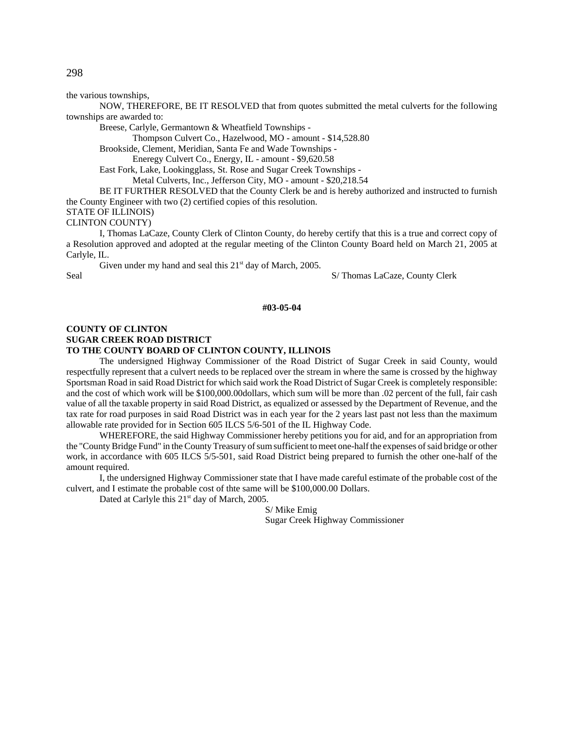the various townships,

NOW, THEREFORE, BE IT RESOLVED that from quotes submitted the metal culverts for the following townships are awarded to:

Breese, Carlyle, Germantown & Wheatfield Townships -

Thompson Culvert Co., Hazelwood, MO - amount - $14,528.80

Brookside, Clement, Meridian, Santa Fe and Wade Townships -

Eneregy Culvert Co., Energy, IL - amount - $9,620.58

East Fork, Lake, Lookingglass, St. Rose and Sugar Creek Townships -

Metal Culverts, Inc., Jefferson City, MO - amount - $20,218.54

BE IT FURTHER RESOLVED that the County Clerk be and is hereby authorized and instructed to furnish the County Engineer with two (2) certified copies of this resolution.

STATE OF ILLINOIS)
CLINTON COUNTY)

I, Thomas LaCaze, County Clerk of Clinton County, do hereby certify that this is a true and correct copy of a Resolution approved and adopted at the regular meeting of the Clinton County Board held on March 21, 2005 at Carlyle, IL.

Given under my hand and seal this 21st day of March, 2005.

Seal S/ Thomas LaCaze, County Clerk

**#03-05-04**

**COUNTY OF CLINTON**
**SUGAR CREEK ROAD DISTRICT**
**TO THE COUNTY BOARD OF CLINTON COUNTY, ILLINOIS**

The undersigned Highway Commissioner of the Road District of Sugar Creek in said County, would respectfully represent that a culvert needs to be replaced over the stream in where the same is crossed by the highway Sportsman Road in said Road District for which said work the Road District of Sugar Creek is completely responsible: and the cost of which work will be $100,000.00dollars, which sum will be more than .02 percent of the full, fair cash value of all the taxable property in said Road District, as equalized or assessed by the Department of Revenue, and the tax rate for road purposes in said Road District was in each year for the 2 years last past not less than the maximum allowable rate provided for in Section 605 ILCS 5/6-501 of the IL Highway Code.

WHEREFORE, the said Highway Commissioner hereby petitions you for aid, and for an appropriation from the "County Bridge Fund" in the County Treasury of sum sufficient to meet one-half the expenses of said bridge or other work, in accordance with 605 ILCS 5/5-501, said Road District being prepared to furnish the other one-half of the amount required.

I, the undersigned Highway Commissioner state that I have made careful estimate of the probable cost of the culvert, and I estimate the probable cost of thte same will be $100,000.00 Dollars.

Dated at Carlyle this 21st day of March, 2005.

S/ Mike Emig
Sugar Creek Highway Commissioner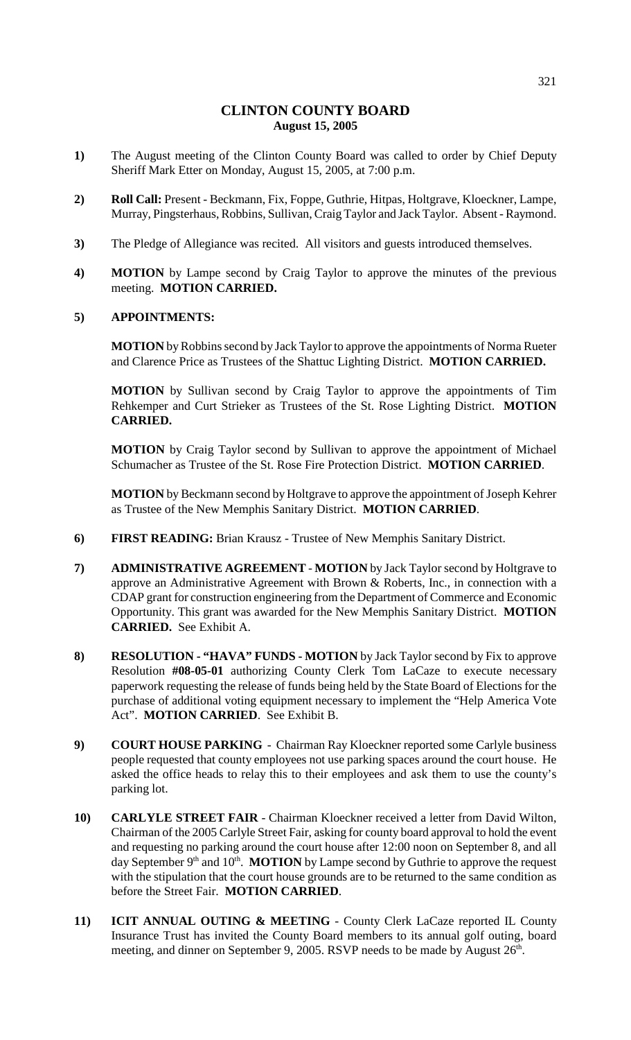# CLINTON COUNTY BOARD
## August 15, 2005

**1)** The August meeting of the Clinton County Board was called to order by Chief Deputy Sheriff Mark Etter on Monday, August 15, 2005, at 7:00 p.m.

**2)** **Roll Call:** Present - Beckmann, Fix, Foppe, Guthrie, Hitpas, Holtgrave, Kloeckner, Lampe, Murray, Pingsterhaus, Robbins, Sullivan, Craig Taylor and Jack Taylor. Absent - Raymond.

**3)** The Pledge of Allegiance was recited. All visitors and guests introduced themselves.

**4)** **MOTION** by Lampe second by Craig Taylor to approve the minutes of the previous meeting. **MOTION CARRIED.**

**5)** **APPOINTMENTS:**

**MOTION** by Robbins second by Jack Taylor to approve the appointments of Norma Rueter and Clarence Price as Trustees of the Shattuc Lighting District. **MOTION CARRIED.**

**MOTION** by Sullivan second by Craig Taylor to approve the appointments of Tim Rehkemper and Curt Strieker as Trustees of the St. Rose Lighting District. **MOTION CARRIED.**

**MOTION** by Craig Taylor second by Sullivan to approve the appointment of Michael Schumacher as Trustee of the St. Rose Fire Protection District. **MOTION CARRIED**.

**MOTION** by Beckmann second by Holtgrave to approve the appointment of Joseph Kehrer as Trustee of the New Memphis Sanitary District. **MOTION CARRIED**.

**6)** **FIRST READING:** Brian Krausz - Trustee of New Memphis Sanitary District.

**7)** **ADMINISTRATIVE AGREEMENT** - **MOTION** by Jack Taylor second by Holtgrave to approve an Administrative Agreement with Brown & Roberts, Inc., in connection with a CDAP grant for construction engineering from the Department of Commerce and Economic Opportunity. This grant was awarded for the New Memphis Sanitary District. **MOTION CARRIED.** See Exhibit A.

**8)** **RESOLUTION - "HAVA" FUNDS - MOTION** by Jack Taylor second by Fix to approve Resolution **#08-05-01** authorizing County Clerk Tom LaCaze to execute necessary paperwork requesting the release of funds being held by the State Board of Elections for the purchase of additional voting equipment necessary to implement the "Help America Vote Act". **MOTION CARRIED**. See Exhibit B.

**9)** **COURT HOUSE PARKING** - Chairman Ray Kloeckner reported some Carlyle business people requested that county employees not use parking spaces around the court house. He asked the office heads to relay this to their employees and ask them to use the county's parking lot.

**10)** **CARLYLE STREET FAIR** - Chairman Kloeckner received a letter from David Wilton, Chairman of the 2005 Carlyle Street Fair, asking for county board approval to hold the event and requesting no parking around the court house after 12:00 noon on September 8, and all day September 9th and 10th. **MOTION** by Lampe second by Guthrie to approve the request with the stipulation that the court house grounds are to be returned to the same condition as before the Street Fair. **MOTION CARRIED**.

**11)** **ICIT ANNUAL OUTING & MEETING** - County Clerk LaCaze reported IL County Insurance Trust has invited the County Board members to its annual golf outing, board meeting, and dinner on September 9, 2005. RSVP needs to be made by August 26th.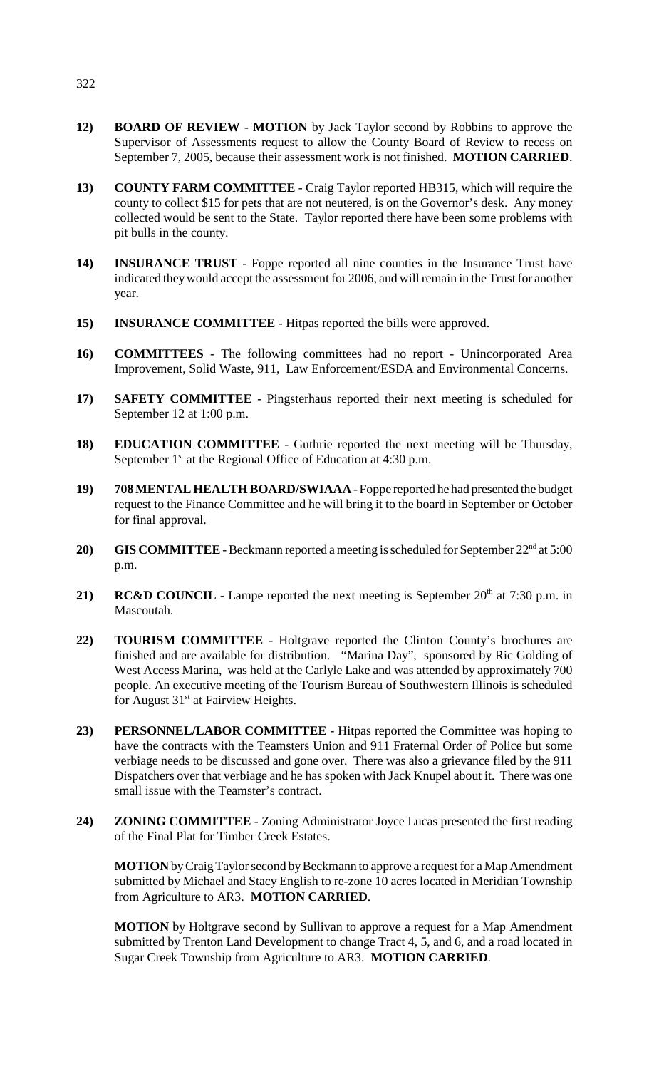**12) BOARD OF REVIEW - MOTION** by Jack Taylor second by Robbins to approve the Supervisor of Assessments request to allow the County Board of Review to recess on September 7, 2005, because their assessment work is not finished. **MOTION CARRIED**.

**13) COUNTY FARM COMMITTEE** - Craig Taylor reported HB315, which will require the county to collect $15 for pets that are not neutered, is on the Governor's desk. Any money collected would be sent to the State. Taylor reported there have been some problems with pit bulls in the county.

**14) INSURANCE TRUST** - Foppe reported all nine counties in the Insurance Trust have indicated they would accept the assessment for 2006, and will remain in the Trust for another year.

**15) INSURANCE COMMITTEE** - Hitpas reported the bills were approved.

**16) COMMITTEES** - The following committees had no report - Unincorporated Area Improvement, Solid Waste, 911, Law Enforcement/ESDA and Environmental Concerns.

**17) SAFETY COMMITTEE** - Pingsterhaus reported their next meeting is scheduled for September 12 at 1:00 p.m.

**18) EDUCATION COMMITTEE** - Guthrie reported the next meeting will be Thursday, September 1st at the Regional Office of Education at 4:30 p.m.

**19) 708 MENTAL HEALTH BOARD/SWIAAA** - Foppe reported he had presented the budget request to the Finance Committee and he will bring it to the board in September or October for final approval.

**20) GIS COMMITTEE** - Beckmann reported a meeting is scheduled for September 22nd at 5:00 p.m.

**21) RC&D COUNCIL** - Lampe reported the next meeting is September 20th at 7:30 p.m. in Mascoutah.

**22) TOURISM COMMITTEE** - Holtgrave reported the Clinton County's brochures are finished and are available for distribution. "Marina Day", sponsored by Ric Golding of West Access Marina, was held at the Carlyle Lake and was attended by approximately 700 people. An executive meeting of the Tourism Bureau of Southwestern Illinois is scheduled for August 31st at Fairview Heights.

**23) PERSONNEL/LABOR COMMITTEE** - Hitpas reported the Committee was hoping to have the contracts with the Teamsters Union and 911 Fraternal Order of Police but some verbiage needs to be discussed and gone over. There was also a grievance filed by the 911 Dispatchers over that verbiage and he has spoken with Jack Knupel about it. There was one small issue with the Teamster's contract.

**24) ZONING COMMITTEE** - Zoning Administrator Joyce Lucas presented the first reading of the Final Plat for Timber Creek Estates.

**MOTION** by Craig Taylor second by Beckmann to approve a request for a Map Amendment submitted by Michael and Stacy English to re-zone 10 acres located in Meridian Township from Agriculture to AR3. **MOTION CARRIED**.

**MOTION** by Holtgrave second by Sullivan to approve a request for a Map Amendment submitted by Trenton Land Development to change Tract 4, 5, and 6, and a road located in Sugar Creek Township from Agriculture to AR3. **MOTION CARRIED**.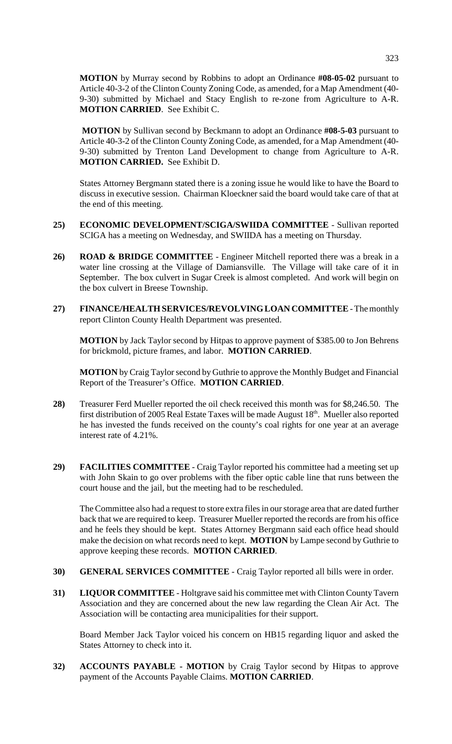**MOTION** by Murray second by Robbins to adopt an Ordinance **#08-05-02** pursuant to Article 40-3-2 of the Clinton County Zoning Code, as amended, for a Map Amendment (40-9-30) submitted by Michael and Stacy English to re-zone from Agriculture to A-R. **MOTION CARRIED**. See Exhibit C.

**MOTION** by Sullivan second by Beckmann to adopt an Ordinance **#08-5-03** pursuant to Article 40-3-2 of the Clinton County Zoning Code, as amended, for a Map Amendment (40-9-30) submitted by Trenton Land Development to change from Agriculture to A-R. **MOTION CARRIED.** See Exhibit D.

States Attorney Bergmann stated there is a zoning issue he would like to have the Board to discuss in executive session. Chairman Kloeckner said the board would take care of that at the end of this meeting.

**25) ECONOMIC DEVELOPMENT/SCIGA/SWIIDA COMMITTEE** - Sullivan reported SCIGA has a meeting on Wednesday, and SWIIDA has a meeting on Thursday.

**26) ROAD & BRIDGE COMMITTEE** - Engineer Mitchell reported there was a break in a water line crossing at the Village of Damiansville. The Village will take care of it in September. The box culvert in Sugar Creek is almost completed. And work will begin on the box culvert in Breese Township.

**27) FINANCE/HEALTH SERVICES/REVOLVING LOAN COMMITTEE** - The monthly report Clinton County Health Department was presented.

**MOTION** by Jack Taylor second by Hitpas to approve payment of $385.00 to Jon Behrens for brickmold, picture frames, and labor. **MOTION CARRIED**.

**MOTION** by Craig Taylor second by Guthrie to approve the Monthly Budget and Financial Report of the Treasurer's Office. **MOTION CARRIED**.

**28)** Treasurer Ferd Mueller reported the oil check received this month was for $8,246.50. The first distribution of 2005 Real Estate Taxes will be made August 18th. Mueller also reported he has invested the funds received on the county's coal rights for one year at an average interest rate of 4.21%.

**29) FACILITIES COMMITTEE** - Craig Taylor reported his committee had a meeting set up with John Skain to go over problems with the fiber optic cable line that runs between the court house and the jail, but the meeting had to be rescheduled.

The Committee also had a request to store extra files in our storage area that are dated further back that we are required to keep. Treasurer Mueller reported the records are from his office and he feels they should be kept. States Attorney Bergmann said each office head should make the decision on what records need to kept. **MOTION** by Lampe second by Guthrie to approve keeping these records. **MOTION CARRIED**.

**30) GENERAL SERVICES COMMITTEE** - Craig Taylor reported all bills were in order.

**31) LIQUOR COMMITTEE** - Holtgrave said his committee met with Clinton County Tavern Association and they are concerned about the new law regarding the Clean Air Act. The Association will be contacting area municipalities for their support.

Board Member Jack Taylor voiced his concern on HB15 regarding liquor and asked the States Attorney to check into it.

**32) ACCOUNTS PAYABLE - MOTION** by Craig Taylor second by Hitpas to approve payment of the Accounts Payable Claims. **MOTION CARRIED**.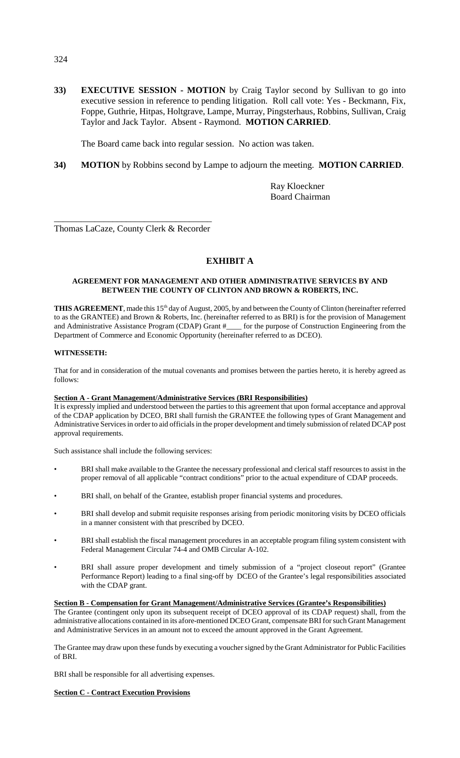**33) EXECUTIVE SESSION - MOTION** by Craig Taylor second by Sullivan to go into executive session in reference to pending litigation. Roll call vote: Yes - Beckmann, Fix, Foppe, Guthrie, Hitpas, Holtgrave, Lampe, Murray, Pingsterhaus, Robbins, Sullivan, Craig Taylor and Jack Taylor. Absent - Raymond. **MOTION CARRIED**.

The Board came back into regular session. No action was taken.

**34) MOTION** by Robbins second by Lampe to adjourn the meeting. **MOTION CARRIED**.

Ray Kloeckner
Board Chairman

___________________________________
Thomas LaCaze, County Clerk & Recorder

## EXHIBIT A

### AGREEMENT FOR MANAGEMENT AND OTHER ADMINISTRATIVE SERVICES BY AND BETWEEN THE COUNTY OF CLINTON AND BROWN & ROBERTS, INC.

**THIS AGREEMENT**, made this 15th day of August, 2005, by and between the County of Clinton (hereinafter referred to as the GRANTEE) and Brown & Roberts, Inc. (hereinafter referred to as BRI) is for the provision of Management and Administrative Assistance Program (CDAP) Grant #____ for the purpose of Construction Engineering from the Department of Commerce and Economic Opportunity (hereinafter referred to as DCEO).

**WITNESSETH:**

That for and in consideration of the mutual covenants and promises between the parties hereto, it is hereby agreed as follows:

**Section A - Grant Management/Administrative Services (BRI Responsibilities)**

It is expressly implied and understood between the parties to this agreement that upon formal acceptance and approval of the CDAP application by DCEO, BRI shall furnish the GRANTEE the following types of Grant Management and Administrative Services in order to aid officials in the proper development and timely submission of related DCAP post approval requirements.

Such assistance shall include the following services:

- BRI shall make available to the Grantee the necessary professional and clerical staff resources to assist in the proper removal of all applicable "contract conditions" prior to the actual expenditure of CDAP proceeds.
- BRI shall, on behalf of the Grantee, establish proper financial systems and procedures.
- BRI shall develop and submit requisite responses arising from periodic monitoring visits by DCEO officials in a manner consistent with that prescribed by DCEO.
- BRI shall establish the fiscal management procedures in an acceptable program filing system consistent with Federal Management Circular 74-4 and OMB Circular A-102.
- BRI shall assure proper development and timely submission of a "project closeout report" (Grantee Performance Report) leading to a final sing-off by DCEO of the Grantee's legal responsibilities associated with the CDAP grant.

**Section B - Compensation for Grant Management/Administrative Services (Grantee's Responsibilities)**

The Grantee (contingent only upon its subsequent receipt of DCEO approval of its CDAP request) shall, from the administrative allocations contained in its afore-mentioned DCEO Grant, compensate BRI for such Grant Management and Administrative Services in an amount not to exceed the amount approved in the Grant Agreement.

The Grantee may draw upon these funds by executing a voucher signed by the Grant Administrator for Public Facilities of BRI.

BRI shall be responsible for all advertising expenses.

**Section C - Contract Execution Provisions**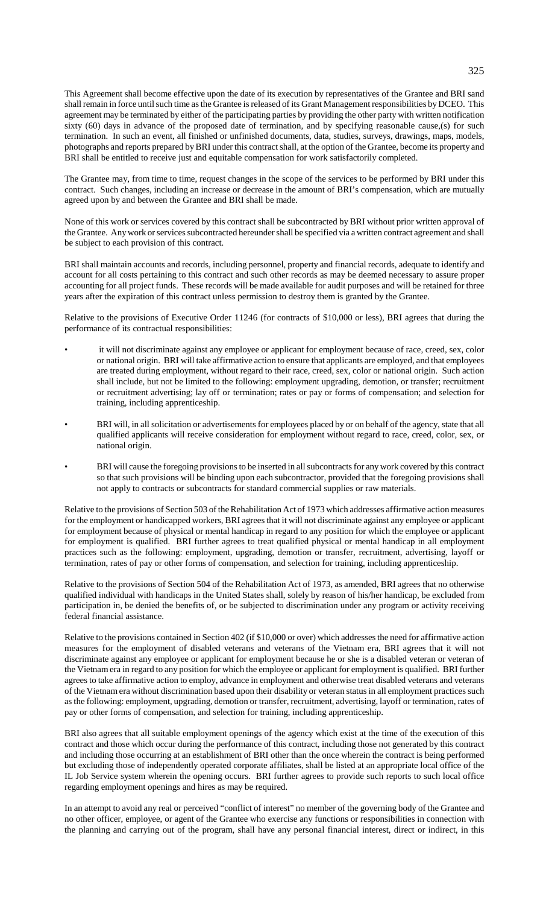This Agreement shall become effective upon the date of its execution by representatives of the Grantee and BRI sand shall remain in force until such time as the Grantee is released of its Grant Management responsibilities by DCEO. This agreement may be terminated by either of the participating parties by providing the other party with written notification sixty (60) days in advance of the proposed date of termination, and by specifying reasonable cause,(s) for such termination. In such an event, all finished or unfinished documents, data, studies, surveys, drawings, maps, models, photographs and reports prepared by BRI under this contract shall, at the option of the Grantee, become its property and BRI shall be entitled to receive just and equitable compensation for work satisfactorily completed.

The Grantee may, from time to time, request changes in the scope of the services to be performed by BRI under this contract. Such changes, including an increase or decrease in the amount of BRI's compensation, which are mutually agreed upon by and between the Grantee and BRI shall be made.

None of this work or services covered by this contract shall be subcontracted by BRI without prior written approval of the Grantee. Any work or services subcontracted hereunder shall be specified via a written contract agreement and shall be subject to each provision of this contract.

BRI shall maintain accounts and records, including personnel, property and financial records, adequate to identify and account for all costs pertaining to this contract and such other records as may be deemed necessary to assure proper accounting for all project funds. These records will be made available for audit purposes and will be retained for three years after the expiration of this contract unless permission to destroy them is granted by the Grantee.

Relative to the provisions of Executive Order 11246 (for contracts of $10,000 or less), BRI agrees that during the performance of its contractual responsibilities:

- it will not discriminate against any employee or applicant for employment because of race, creed, sex, color or national origin. BRI will take affirmative action to ensure that applicants are employed, and that employees are treated during employment, without regard to their race, creed, sex, color or national origin. Such action shall include, but not be limited to the following: employment upgrading, demotion, or transfer; recruitment or recruitment advertising; lay off or termination; rates or pay or forms of compensation; and selection for training, including apprenticeship.

- BRI will, in all solicitation or advertisements for employees placed by or on behalf of the agency, state that all qualified applicants will receive consideration for employment without regard to race, creed, color, sex, or national origin.

- BRI will cause the foregoing provisions to be inserted in all subcontracts for any work covered by this contract so that such provisions will be binding upon each subcontractor, provided that the foregoing provisions shall not apply to contracts or subcontracts for standard commercial supplies or raw materials.

Relative to the provisions of Section 503 of the Rehabilitation Act of 1973 which addresses affirmative action measures for the employment or handicapped workers, BRI agrees that it will not discriminate against any employee or applicant for employment because of physical or mental handicap in regard to any position for which the employee or applicant for employment is qualified. BRI further agrees to treat qualified physical or mental handicap in all employment practices such as the following: employment, upgrading, demotion or transfer, recruitment, advertising, layoff or termination, rates of pay or other forms of compensation, and selection for training, including apprenticeship.

Relative to the provisions of Section 504 of the Rehabilitation Act of 1973, as amended, BRI agrees that no otherwise qualified individual with handicaps in the United States shall, solely by reason of his/her handicap, be excluded from participation in, be denied the benefits of, or be subjected to discrimination under any program or activity receiving federal financial assistance.

Relative to the provisions contained in Section 402 (if $10,000 or over) which addresses the need for affirmative action measures for the employment of disabled veterans and veterans of the Vietnam era, BRI agrees that it will not discriminate against any employee or applicant for employment because he or she is a disabled veteran or veteran of the Vietnam era in regard to any position for which the employee or applicant for employment is qualified. BRI further agrees to take affirmative action to employ, advance in employment and otherwise treat disabled veterans and veterans of the Vietnam era without discrimination based upon their disability or veteran status in all employment practices such as the following: employment, upgrading, demotion or transfer, recruitment, advertising, layoff or termination, rates of pay or other forms of compensation, and selection for training, including apprenticeship.

BRI also agrees that all suitable employment openings of the agency which exist at the time of the execution of this contract and those which occur during the performance of this contract, including those not generated by this contract and including those occurring at an establishment of BRI other than the once wherein the contract is being performed but excluding those of independently operated corporate affiliates, shall be listed at an appropriate local office of the IL Job Service system wherein the opening occurs. BRI further agrees to provide such reports to such local office regarding employment openings and hires as may be required.

In an attempt to avoid any real or perceived "conflict of interest" no member of the governing body of the Grantee and no other officer, employee, or agent of the Grantee who exercise any functions or responsibilities in connection with the planning and carrying out of the program, shall have any personal financial interest, direct or indirect, in this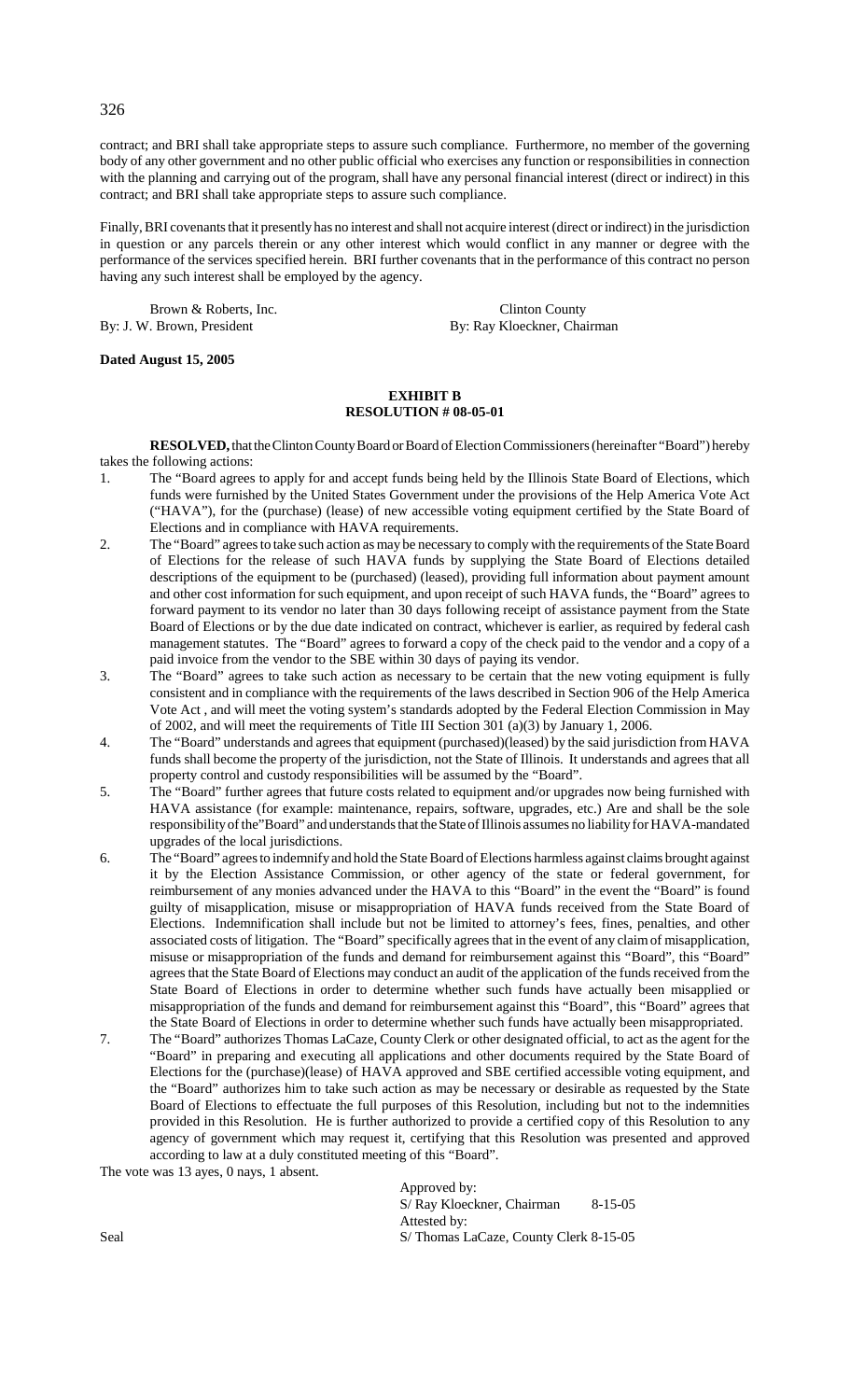contract; and BRI shall take appropriate steps to assure such compliance. Furthermore, no member of the governing body of any other government and no other public official who exercises any function or responsibilities in connection with the planning and carrying out of the program, shall have any personal financial interest (direct or indirect) in this contract; and BRI shall take appropriate steps to assure such compliance.

Finally, BRI covenants that it presently has no interest and shall not acquire interest (direct or indirect) in the jurisdiction in question or any parcels therein or any other interest which would conflict in any manner or degree with the performance of the services specified herein. BRI further covenants that in the performance of this contract no person having any such interest shall be employed by the agency.

| | |
|---|---|
| Brown & Roberts, Inc. | Clinton County |
| By: J. W. Brown, President | By: Ray Kloeckner, Chairman |

**Dated August 15, 2005**

**EXHIBIT B**
**RESOLUTION # 08-05-01**

**RESOLVED,** that the Clinton County Board or Board of Election Commissioners (hereinafter "Board") hereby takes the following actions:

1. The "Board agrees to apply for and accept funds being held by the Illinois State Board of Elections, which funds were furnished by the United States Government under the provisions of the Help America Vote Act ("HAVA"), for the (purchase) (lease) of new accessible voting equipment certified by the State Board of Elections and in compliance with HAVA requirements.
2. The "Board" agrees to take such action as may be necessary to comply with the requirements of the State Board of Elections for the release of such HAVA funds by supplying the State Board of Elections detailed descriptions of the equipment to be (purchased) (leased), providing full information about payment amount and other cost information for such equipment, and upon receipt of such HAVA funds, the "Board" agrees to forward payment to its vendor no later than 30 days following receipt of assistance payment from the State Board of Elections or by the due date indicated on contract, whichever is earlier, as required by federal cash management statutes. The "Board" agrees to forward a copy of the check paid to the vendor and a copy of a paid invoice from the vendor to the SBE within 30 days of paying its vendor.
3. The "Board" agrees to take such action as necessary to be certain that the new voting equipment is fully consistent and in compliance with the requirements of the laws described in Section 906 of the Help America Vote Act , and will meet the voting system's standards adopted by the Federal Election Commission in May of 2002, and will meet the requirements of Title III Section 301 (a)(3) by January 1, 2006.
4. The "Board" understands and agrees that equipment (purchased)(leased) by the said jurisdiction from HAVA funds shall become the property of the jurisdiction, not the State of Illinois. It understands and agrees that all property control and custody responsibilities will be assumed by the "Board".
5. The "Board" further agrees that future costs related to equipment and/or upgrades now being furnished with HAVA assistance (for example: maintenance, repairs, software, upgrades, etc.) Are and shall be the sole responsibility of the"Board" and understands that the State of Illinois assumes no liability for HAVA-mandated upgrades of the local jurisdictions.
6. The "Board" agrees to indemnify and hold the State Board of Elections harmless against claims brought against it by the Election Assistance Commission, or other agency of the state or federal government, for reimbursement of any monies advanced under the HAVA to this "Board" in the event the "Board" is found guilty of misapplication, misuse or misappropriation of HAVA funds received from the State Board of Elections. Indemnification shall include but not be limited to attorney's fees, fines, penalties, and other associated costs of litigation. The "Board" specifically agrees that in the event of any claim of misapplication, misuse or misappropriation of the funds and demand for reimbursement against this "Board", this "Board" agrees that the State Board of Elections may conduct an audit of the application of the funds received from the State Board of Elections in order to determine whether such funds have actually been misapplied or misappropriation of the funds and demand for reimbursement against this "Board", this "Board" agrees that the State Board of Elections in order to determine whether such funds have actually been misappropriated.
7. The "Board" authorizes Thomas LaCaze, County Clerk or other designated official, to act as the agent for the "Board" in preparing and executing all applications and other documents required by the State Board of Elections for the (purchase)(lease) of HAVA approved and SBE certified accessible voting equipment, and the "Board" authorizes him to take such action as may be necessary or desirable as requested by the State Board of Elections to effectuate the full purposes of this Resolution, including but not to the indemnities provided in this Resolution. He is further authorized to provide a certified copy of this Resolution to any agency of government which may request it, certifying that this Resolution was presented and approved according to law at a duly constituted meeting of this "Board".

The vote was 13 ayes, 0 nays, 1 absent.

Approved by:
S/ Ray Kloeckner, Chairman 8-15-05
Attested by:
Seal S/ Thomas LaCaze, County Clerk 8-15-05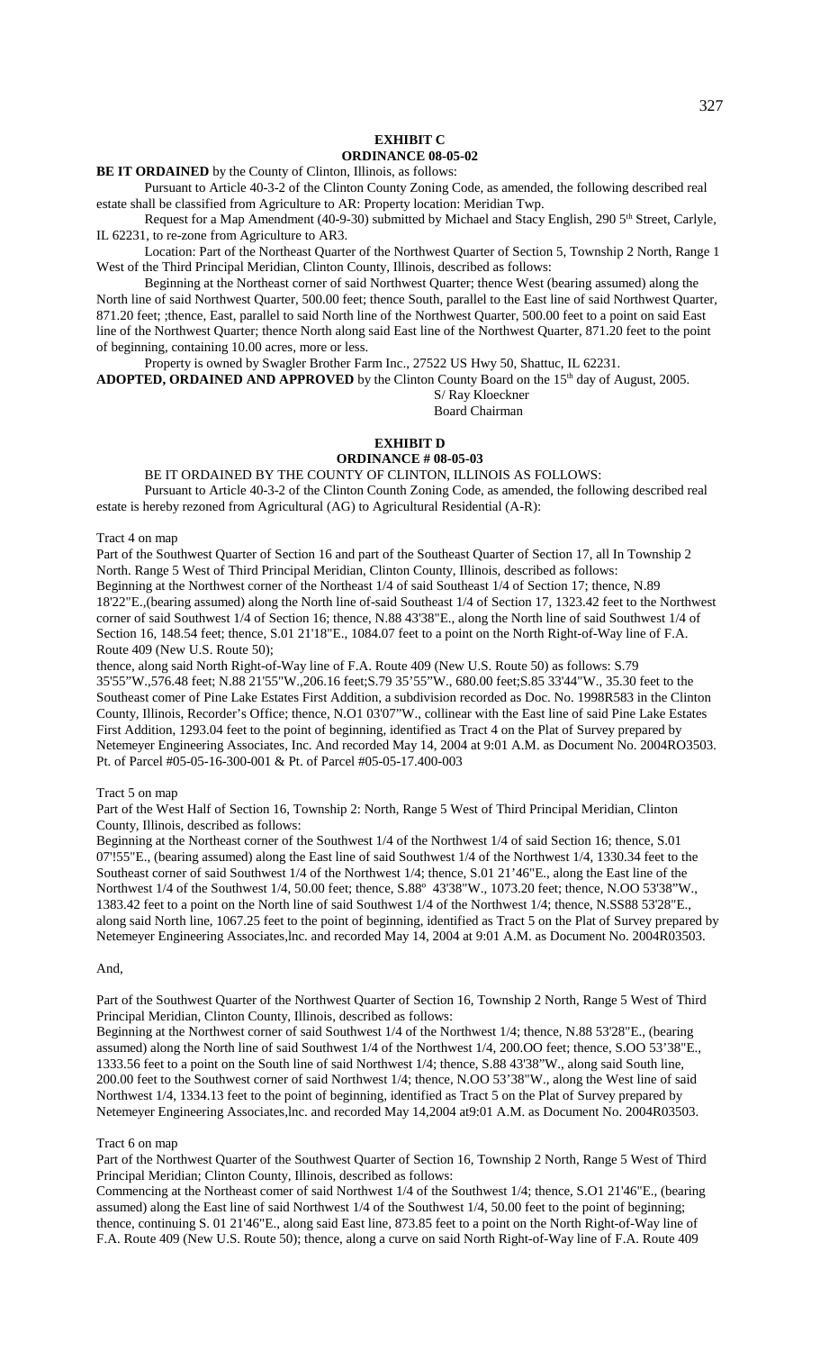# EXHIBIT C

## ORDINANCE 08-05-02

**BE IT ORDAINED** by the County of Clinton, Illinois, as follows:

Pursuant to Article 40-3-2 of the Clinton County Zoning Code, as amended, the following described real estate shall be classified from Agriculture to AR: Property location: Meridian Twp.

Request for a Map Amendment (40-9-30) submitted by Michael and Stacy English, 290 5th Street, Carlyle, IL 62231, to re-zone from Agriculture to AR3.

Location: Part of the Northeast Quarter of the Northwest Quarter of Section 5, Township 2 North, Range 1 West of the Third Principal Meridian, Clinton County, Illinois, described as follows:

Beginning at the Northeast corner of said Northwest Quarter; thence West (bearing assumed) along the North line of said Northwest Quarter, 500.00 feet; thence South, parallel to the East line of said Northwest Quarter, 871.20 feet; ;thence, East, parallel to said North line of the Northwest Quarter, 500.00 feet to a point on said East line of the Northwest Quarter; thence North along said East line of the Northwest Quarter, 871.20 feet to the point of beginning, containing 10.00 acres, more or less.

Property is owned by Swagler Brother Farm Inc., 27522 US Hwy 50, Shattuc, IL 62231.

**ADOPTED, ORDAINED AND APPROVED** by the Clinton County Board on the 15th day of August, 2005.

S/ Ray Kloeckner
Board Chairman

# EXHIBIT D

## ORDINANCE # 08-05-03

BE IT ORDAINED BY THE COUNTY OF CLINTON, ILLINOIS AS FOLLOWS:

Pursuant to Article 40-3-2 of the Clinton Counth Zoning Code, as amended, the following described real estate is hereby rezoned from Agricultural (AG) to Agricultural Residential (A-R):

Tract 4 on map

Part of the Southwest Quarter of Section 16 and part of the Southeast Quarter of Section 17, all In Township 2 North. Range 5 West of Third Principal Meridian, Clinton County, Illinois, described as follows:

Beginning at the Northwest corner of the Northeast 1/4 of said Southeast 1/4 of Section 17; thence, N.89 18'22"E.,(bearing assumed) along the North line of-said Southeast 1/4 of Section 17, 1323.42 feet to the Northwest corner of said Southwest 1/4 of Section 16; thence, N.88 43'38"E., along the North line of said Southwest 1/4 of Section 16, 148.54 feet; thence, S.01 21'18"E., 1084.07 feet to a point on the North Right-of-Way line of F.A. Route 409 (New U.S. Route 50);

thence, along said North Right-of-Way line of F.A. Route 409 (New U.S. Route 50) as follows: S.79 35'55"W.,576.48 feet; N.88 21'55"W.,206.16 feet;S.79 35'55"W., 680.00 feet;S.85 33'44"W., 35.30 feet to the Southeast comer of Pine Lake Estates First Addition, a subdivision recorded as Doc. No. 1998R583 in the Clinton County, Illinois, Recorder's Office; thence, N.O1 03'07"W., collinear with the East line of said Pine Lake Estates First Addition, 1293.04 feet to the point of beginning, identified as Tract 4 on the Plat of Survey prepared by Netemeyer Engineering Associates, Inc. And recorded May 14, 2004 at 9:01 A.M. as Document No. 2004RO3503. Pt. of Parcel #05-05-16-300-001 & Pt. of Parcel #05-05-17.400-003

Tract 5 on map

Part of the West Half of Section 16, Township 2: North, Range 5 West of Third Principal Meridian, Clinton County, Illinois, described as follows:

Beginning at the Northeast corner of the Southwest 1/4 of the Northwest 1/4 of said Section 16; thence, S.01 07'!55"E., (bearing assumed) along the East line of said Southwest 1/4 of the Northwest 1/4, 1330.34 feet to the Southeast corner of said Southwest 1/4 of the Northwest 1/4; thence, S.01 21'46"E., along the East line of the Northwest 1/4 of the Southwest 1/4, 50.00 feet; thence, S.88º 43'38"W., 1073.20 feet; thence, N.OO 53'38"W., 1383.42 feet to a point on the North line of said Southwest 1/4 of the Northwest 1/4; thence, N.SS88 53'28"E., along said North line, 1067.25 feet to the point of beginning, identified as Tract 5 on the Plat of Survey prepared by Netemeyer Engineering Associates,lnc. and recorded May 14, 2004 at 9:01 A.M. as Document No. 2004R03503.

And,

Part of the Southwest Quarter of the Northwest Quarter of Section 16, Township 2 North, Range 5 West of Third Principal Meridian, Clinton County, Illinois, described as follows:

Beginning at the Northwest corner of said Southwest 1/4 of the Northwest 1/4; thence, N.88 53'28"E., (bearing assumed) along the North line of said Southwest 1/4 of the Northwest 1/4, 200.OO feet; thence, S.OO 53'38"E., 1333.56 feet to a point on the South line of said Northwest 1/4; thence, S.88 43'38"W., along said South line, 200.00 feet to the Southwest corner of said Northwest 1/4; thence, N.OO 53'38"W., along the West line of said Northwest 1/4, 1334.13 feet to the point of beginning, identified as Tract 5 on the Plat of Survey prepared by Netemeyer Engineering Associates,lnc. and recorded May 14,2004 at9:01 A.M. as Document No. 2004R03503.

Tract 6 on map

Part of the Northwest Quarter of the Southwest Quarter of Section 16, Township 2 North, Range 5 West of Third Principal Meridian; Clinton County, Illinois, described as follows:

Commencing at the Northeast comer of said Northwest 1/4 of the Southwest 1/4; thence, S.O1 21'46"E., (bearing assumed) along the East line of said Northwest 1/4 of the Southwest 1/4, 50.00 feet to the point of beginning; thence, continuing S. 01 21'46"E., along said East line, 873.85 feet to a point on the North Right-of-Way line of F.A. Route 409 (New U.S. Route 50); thence, along a curve on said North Right-of-Way line of F.A. Route 409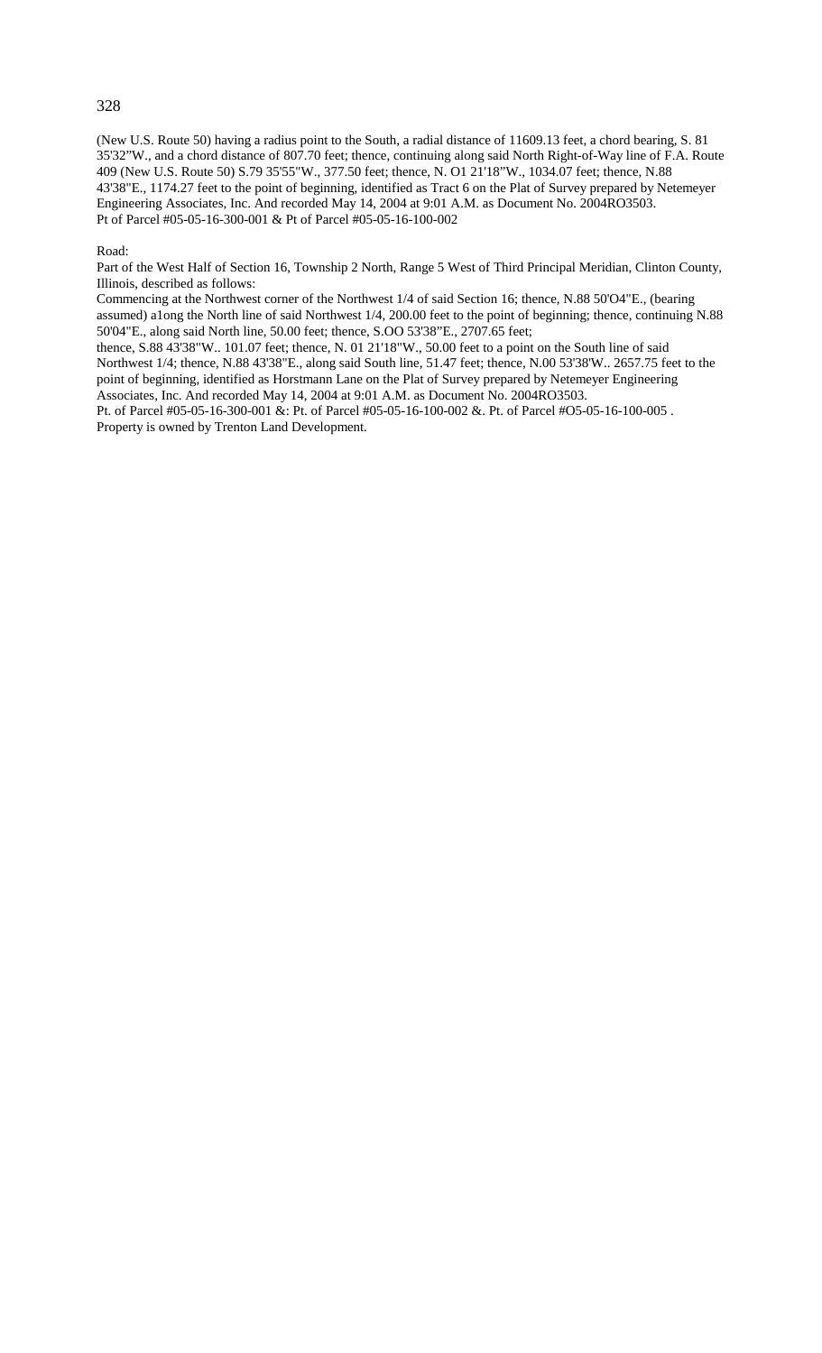(New U.S. Route 50) having a radius point to the South, a radial distance of 11609.13 feet, a chord bearing, S. 81 35'32"W., and a chord distance of 807.70 feet; thence, continuing along said North Right-of-Way line of F.A. Route 409 (New U.S. Route 50) S.79 35'55"W., 377.50 feet; thence, N. O1 21'18"W., 1034.07 feet; thence, N.88 43'38"E., 1174.27 feet to the point of beginning, identified as Tract 6 on the Plat of Survey prepared by Netemeyer Engineering Associates, Inc. And recorded May 14, 2004 at 9:01 A.M. as Document No. 2004RO3503.
Pt of Parcel #05-05-16-300-001 & Pt of Parcel #05-05-16-100-002

Road:
Part of the West Half of Section 16, Township 2 North, Range 5 West of Third Principal Meridian, Clinton County, Illinois, described as follows:
Commencing at the Northwest corner of the Northwest 1/4 of said Section 16; thence, N.88 50'O4"E., (bearing assumed) a1ong the North line of said Northwest 1/4, 200.00 feet to the point of beginning; thence, continuing N.88 50'04"E., along said North line, 50.00 feet; thence, S.OO 53'38"E., 2707.65 feet;
thence, S.88 43'38"W.. 101.07 feet; thence, N. 01 21'18"W., 50.00 feet to a point on the South line of said Northwest 1/4; thence, N.88 43'38"E., along said South line, 51.47 feet; thence, N.00 53'38'W.. 2657.75 feet to the point of beginning, identified as Horstmann Lane on the Plat of Survey prepared by Netemeyer Engineering Associates, Inc. And recorded May 14, 2004 at 9:01 A.M. as Document No. 2004RO3503.
Pt. of Parcel #05-05-16-300-001 &: Pt. of Parcel #05-05-16-100-002 &. Pt. of Parcel #O5-05-16-100-005 .
Property is owned by Trenton Land Development.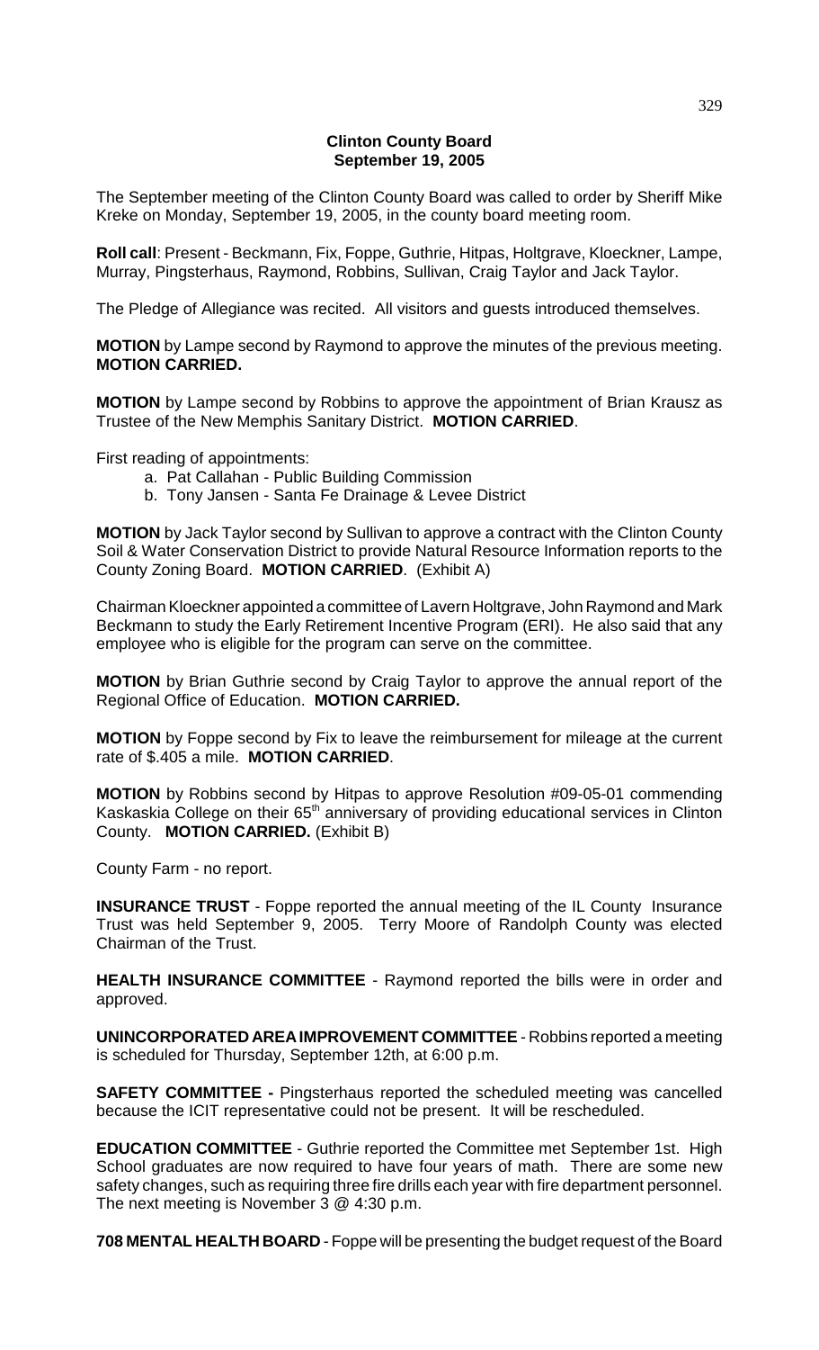**Clinton County Board**
**September 19, 2005**

The September meeting of the Clinton County Board was called to order by Sheriff Mike Kreke on Monday, September 19, 2005, in the county board meeting room.

**Roll call**: Present - Beckmann, Fix, Foppe, Guthrie, Hitpas, Holtgrave, Kloeckner, Lampe, Murray, Pingsterhaus, Raymond, Robbins, Sullivan, Craig Taylor and Jack Taylor.

The Pledge of Allegiance was recited. All visitors and guests introduced themselves.

**MOTION** by Lampe second by Raymond to approve the minutes of the previous meeting. **MOTION CARRIED.**

**MOTION** by Lampe second by Robbins to approve the appointment of Brian Krausz as Trustee of the New Memphis Sanitary District. **MOTION CARRIED**.

First reading of appointments:

a. Pat Callahan - Public Building Commission
b. Tony Jansen - Santa Fe Drainage & Levee District

**MOTION** by Jack Taylor second by Sullivan to approve a contract with the Clinton County Soil & Water Conservation District to provide Natural Resource Information reports to the County Zoning Board. **MOTION CARRIED**. (Exhibit A)

Chairman Kloeckner appointed a committee of Lavern Holtgrave, John Raymond and Mark Beckmann to study the Early Retirement Incentive Program (ERI). He also said that any employee who is eligible for the program can serve on the committee.

**MOTION** by Brian Guthrie second by Craig Taylor to approve the annual report of the Regional Office of Education. **MOTION CARRIED.**

**MOTION** by Foppe second by Fix to leave the reimbursement for mileage at the current rate of $.405 a mile. **MOTION CARRIED**.

**MOTION** by Robbins second by Hitpas to approve Resolution #09-05-01 commending Kaskaskia College on their 65th anniversary of providing educational services in Clinton County. **MOTION CARRIED.** (Exhibit B)

County Farm - no report.

**INSURANCE TRUST** - Foppe reported the annual meeting of the IL County Insurance Trust was held September 9, 2005. Terry Moore of Randolph County was elected Chairman of the Trust.

**HEALTH INSURANCE COMMITTEE** - Raymond reported the bills were in order and approved.

**UNINCORPORATED AREA IMPROVEMENT COMMITTEE** - Robbins reported a meeting is scheduled for Thursday, September 12th, at 6:00 p.m.

**SAFETY COMMITTEE -** Pingsterhaus reported the scheduled meeting was cancelled because the ICIT representative could not be present. It will be rescheduled.

**EDUCATION COMMITTEE** - Guthrie reported the Committee met September 1st. High School graduates are now required to have four years of math. There are some new safety changes, such as requiring three fire drills each year with fire department personnel. The next meeting is November 3 @ 4:30 p.m.

**708 MENTAL HEALTH BOARD** - Foppe will be presenting the budget request of the Board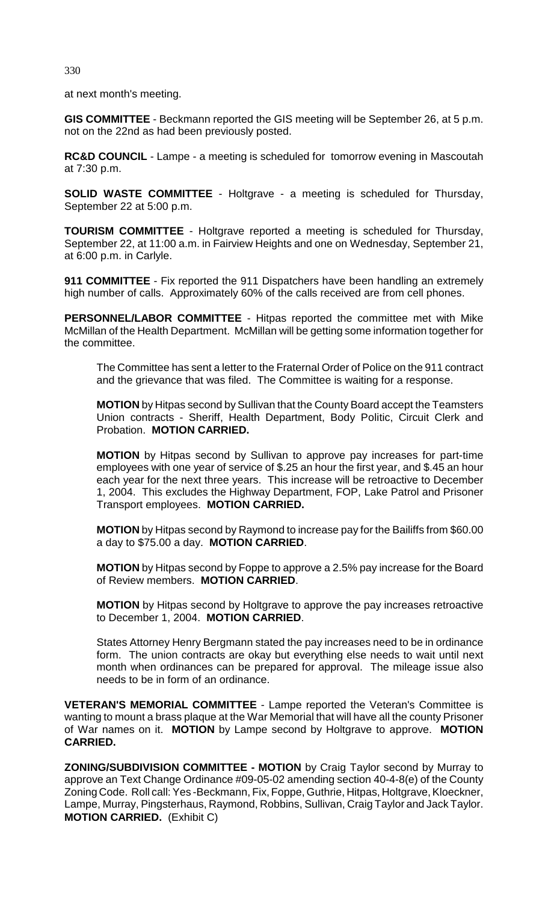at next month's meeting.

**GIS COMMITTEE** - Beckmann reported the GIS meeting will be September 26, at 5 p.m. not on the 22nd as had been previously posted.

**RC&D COUNCIL** - Lampe - a meeting is scheduled for tomorrow evening in Mascoutah at 7:30 p.m.

**SOLID WASTE COMMITTEE** - Holtgrave - a meeting is scheduled for Thursday, September 22 at 5:00 p.m.

**TOURISM COMMITTEE** - Holtgrave reported a meeting is scheduled for Thursday, September 22, at 11:00 a.m. in Fairview Heights and one on Wednesday, September 21, at 6:00 p.m. in Carlyle.

**911 COMMITTEE** - Fix reported the 911 Dispatchers have been handling an extremely high number of calls. Approximately 60% of the calls received are from cell phones.

**PERSONNEL/LABOR COMMITTEE** - Hitpas reported the committee met with Mike McMillan of the Health Department. McMillan will be getting some information together for the committee.

The Committee has sent a letter to the Fraternal Order of Police on the 911 contract and the grievance that was filed. The Committee is waiting for a response.

**MOTION** by Hitpas second by Sullivan that the County Board accept the Teamsters Union contracts - Sheriff, Health Department, Body Politic, Circuit Clerk and Probation. **MOTION CARRIED.**

**MOTION** by Hitpas second by Sullivan to approve pay increases for part-time employees with one year of service of $.25 an hour the first year, and $.45 an hour each year for the next three years. This increase will be retroactive to December 1, 2004. This excludes the Highway Department, FOP, Lake Patrol and Prisoner Transport employees. **MOTION CARRIED.**

**MOTION** by Hitpas second by Raymond to increase pay for the Bailiffs from $60.00 a day to $75.00 a day. **MOTION CARRIED**.

**MOTION** by Hitpas second by Foppe to approve a 2.5% pay increase for the Board of Review members. **MOTION CARRIED**.

**MOTION** by Hitpas second by Holtgrave to approve the pay increases retroactive to December 1, 2004. **MOTION CARRIED**.

States Attorney Henry Bergmann stated the pay increases need to be in ordinance form. The union contracts are okay but everything else needs to wait until next month when ordinances can be prepared for approval. The mileage issue also needs to be in form of an ordinance.

**VETERAN'S MEMORIAL COMMITTEE** - Lampe reported the Veteran's Committee is wanting to mount a brass plaque at the War Memorial that will have all the county Prisoner of War names on it. **MOTION** by Lampe second by Holtgrave to approve. **MOTION CARRIED.**

**ZONING/SUBDIVISION COMMITTEE - MOTION** by Craig Taylor second by Murray to approve an Text Change Ordinance #09-05-02 amending section 40-4-8(e) of the County Zoning Code. Roll call: Yes -Beckmann, Fix, Foppe, Guthrie, Hitpas, Holtgrave, Kloeckner, Lampe, Murray, Pingsterhaus, Raymond, Robbins, Sullivan, Craig Taylor and Jack Taylor. **MOTION CARRIED.** (Exhibit C)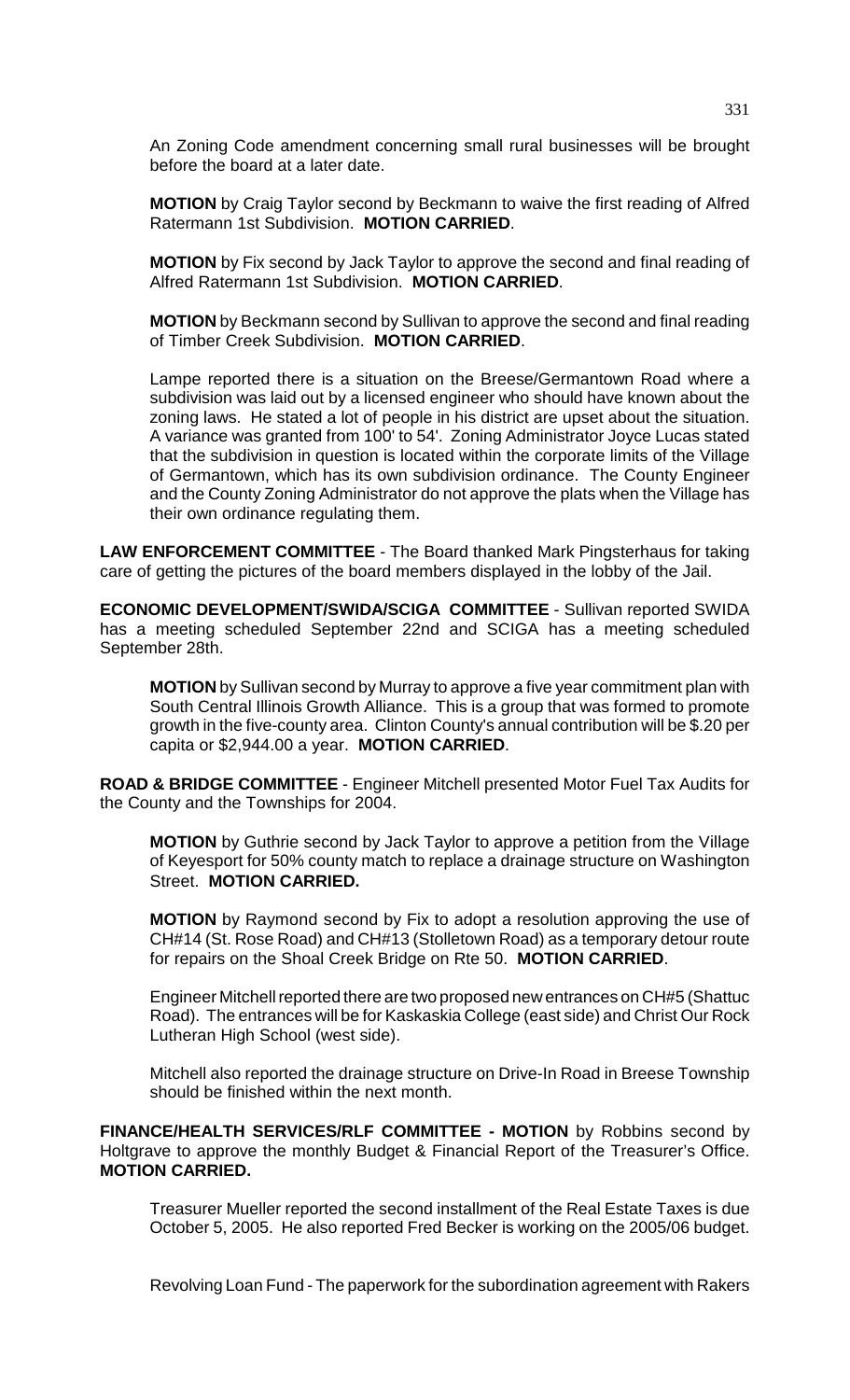An Zoning Code amendment concerning small rural businesses will be brought before the board at a later date.

**MOTION** by Craig Taylor second by Beckmann to waive the first reading of Alfred Ratermann 1st Subdivision. **MOTION CARRIED**.

**MOTION** by Fix second by Jack Taylor to approve the second and final reading of Alfred Ratermann 1st Subdivision. **MOTION CARRIED**.

**MOTION** by Beckmann second by Sullivan to approve the second and final reading of Timber Creek Subdivision. **MOTION CARRIED**.

Lampe reported there is a situation on the Breese/Germantown Road where a subdivision was laid out by a licensed engineer who should have known about the zoning laws. He stated a lot of people in his district are upset about the situation. A variance was granted from 100' to 54'. Zoning Administrator Joyce Lucas stated that the subdivision in question is located within the corporate limits of the Village of Germantown, which has its own subdivision ordinance. The County Engineer and the County Zoning Administrator do not approve the plats when the Village has their own ordinance regulating them.

**LAW ENFORCEMENT COMMITTEE** - The Board thanked Mark Pingsterhaus for taking care of getting the pictures of the board members displayed in the lobby of the Jail.

**ECONOMIC DEVELOPMENT/SWIDA/SCIGA COMMITTEE** - Sullivan reported SWIDA has a meeting scheduled September 22nd and SCIGA has a meeting scheduled September 28th.

**MOTION** by Sullivan second by Murray to approve a five year commitment plan with South Central Illinois Growth Alliance. This is a group that was formed to promote growth in the five-county area. Clinton County's annual contribution will be $.20 per capita or $2,944.00 a year. **MOTION CARRIED**.

**ROAD & BRIDGE COMMITTEE** - Engineer Mitchell presented Motor Fuel Tax Audits for the County and the Townships for 2004.

**MOTION** by Guthrie second by Jack Taylor to approve a petition from the Village of Keyesport for 50% county match to replace a drainage structure on Washington Street. **MOTION CARRIED.**

**MOTION** by Raymond second by Fix to adopt a resolution approving the use of CH#14 (St. Rose Road) and CH#13 (Stolletown Road) as a temporary detour route for repairs on the Shoal Creek Bridge on Rte 50. **MOTION CARRIED**.

Engineer Mitchell reported there are two proposed new entrances on CH#5 (Shattuc Road). The entrances will be for Kaskaskia College (east side) and Christ Our Rock Lutheran High School (west side).

Mitchell also reported the drainage structure on Drive-In Road in Breese Township should be finished within the next month.

**FINANCE/HEALTH SERVICES/RLF COMMITTEE - MOTION** by Robbins second by Holtgrave to approve the monthly Budget & Financial Report of the Treasurer's Office. **MOTION CARRIED.**

Treasurer Mueller reported the second installment of the Real Estate Taxes is due October 5, 2005. He also reported Fred Becker is working on the 2005/06 budget.

Revolving Loan Fund - The paperwork for the subordination agreement with Rakers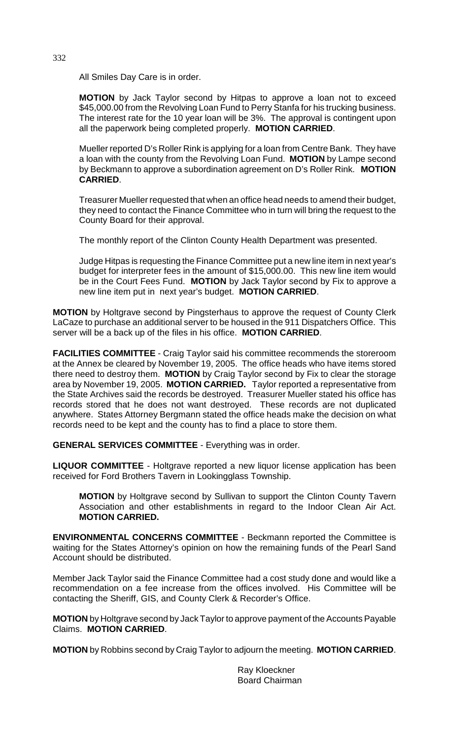All Smiles Day Care is in order.

**MOTION** by Jack Taylor second by Hitpas to approve a loan not to exceed $45,000.00 from the Revolving Loan Fund to Perry Stanfa for his trucking business. The interest rate for the 10 year loan will be 3%. The approval is contingent upon all the paperwork being completed properly. **MOTION CARRIED**.

Mueller reported D's Roller Rink is applying for a loan from Centre Bank. They have a loan with the county from the Revolving Loan Fund. **MOTION** by Lampe second by Beckmann to approve a subordination agreement on D's Roller Rink. **MOTION CARRIED**.

Treasurer Mueller requested that when an office head needs to amend their budget, they need to contact the Finance Committee who in turn will bring the request to the County Board for their approval.

The monthly report of the Clinton County Health Department was presented.

Judge Hitpas is requesting the Finance Committee put a new line item in next year's budget for interpreter fees in the amount of $15,000.00. This new line item would be in the Court Fees Fund. **MOTION** by Jack Taylor second by Fix to approve a new line item put in next year's budget. **MOTION CARRIED**.

**MOTION** by Holtgrave second by Pingsterhaus to approve the request of County Clerk LaCaze to purchase an additional server to be housed in the 911 Dispatchers Office. This server will be a back up of the files in his office. **MOTION CARRIED**.

**FACILITIES COMMITTEE** - Craig Taylor said his committee recommends the storeroom at the Annex be cleared by November 19, 2005. The office heads who have items stored there need to destroy them. **MOTION** by Craig Taylor second by Fix to clear the storage area by November 19, 2005. **MOTION CARRIED.** Taylor reported a representative from the State Archives said the records be destroyed. Treasurer Mueller stated his office has records stored that he does not want destroyed. These records are not duplicated anywhere. States Attorney Bergmann stated the office heads make the decision on what records need to be kept and the county has to find a place to store them.

**GENERAL SERVICES COMMITTEE** - Everything was in order.

**LIQUOR COMMITTEE** - Holtgrave reported a new liquor license application has been received for Ford Brothers Tavern in Lookingglass Township.

**MOTION** by Holtgrave second by Sullivan to support the Clinton County Tavern Association and other establishments in regard to the Indoor Clean Air Act. **MOTION CARRIED.**

**ENVIRONMENTAL CONCERNS COMMITTEE** - Beckmann reported the Committee is waiting for the States Attorney's opinion on how the remaining funds of the Pearl Sand Account should be distributed.

Member Jack Taylor said the Finance Committee had a cost study done and would like a recommendation on a fee increase from the offices involved. His Committee will be contacting the Sheriff, GIS, and County Clerk & Recorder's Office.

**MOTION** by Holtgrave second by Jack Taylor to approve payment of the Accounts Payable Claims. **MOTION CARRIED**.

**MOTION** by Robbins second by Craig Taylor to adjourn the meeting. **MOTION CARRIED**.

Ray Kloeckner
Board Chairman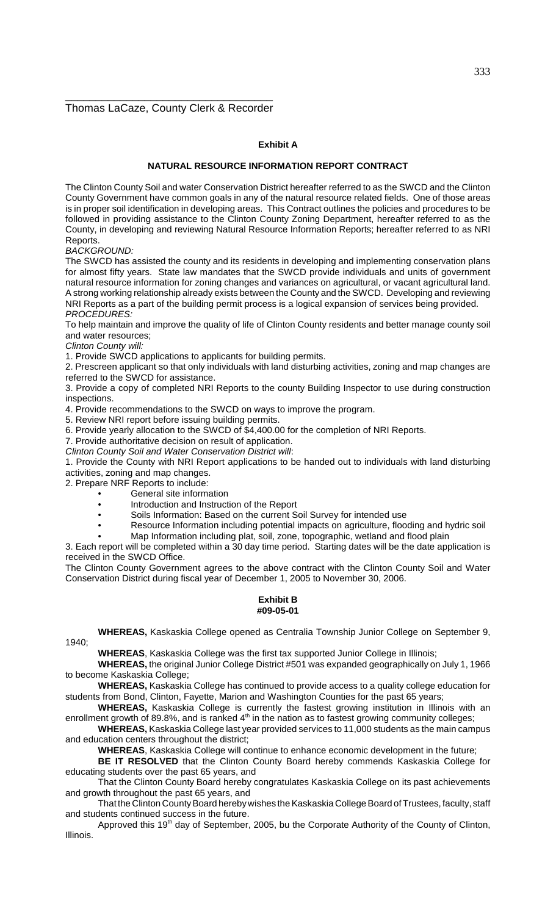\_\_\_\_\_\_\_\_\_\_\_\_\_\_\_\_\_\_\_\_\_\_\_\_\_\_\_\_\_\_\_\_\_\_\_\_
Thomas LaCaze, County Clerk & Recorder

**Exhibit A**

**NATURAL RESOURCE INFORMATION REPORT CONTRACT**

The Clinton County Soil and water Conservation District hereafter referred to as the SWCD and the Clinton County Government have common goals in any of the natural resource related fields. One of those areas is in proper soil identification in developing areas. This Contract outlines the policies and procedures to be followed in providing assistance to the Clinton County Zoning Department, hereafter referred to as the County, in developing and reviewing Natural Resource Information Reports; hereafter referred to as NRI Reports.

*BACKGROUND:*

The SWCD has assisted the county and its residents in developing and implementing conservation plans for almost fifty years. State law mandates that the SWCD provide individuals and units of government natural resource information for zoning changes and variances on agricultural, or vacant agricultural land. A strong working relationship already exists between the County and the SWCD. Developing and reviewing NRI Reports as a part of the building permit process is a logical expansion of services being provided.

*PROCEDURES:*

To help maintain and improve the quality of life of Clinton County residents and better manage county soil and water resources;

*Clinton County will:*

1. Provide SWCD applications to applicants for building permits.
2. Prescreen applicant so that only individuals with land disturbing activities, zoning and map changes are referred to the SWCD for assistance.
3. Provide a copy of completed NRI Reports to the county Building Inspector to use during construction inspections.
4. Provide recommendations to the SWCD on ways to improve the program.
5. Review NRI report before issuing building permits.
6. Provide yearly allocation to the SWCD of $4,400.00 for the completion of NRI Reports.
7. Provide authoritative decision on result of application.

*Clinton County Soil and Water Conservation District will*:

1. Provide the County with NRI Report applications to be handed out to individuals with land disturbing activities, zoning and map changes.
2. Prepare NRF Reports to include:
   - General site information
   - Introduction and Instruction of the Report
   - Soils Information: Based on the current Soil Survey for intended use
   - Resource Information including potential impacts on agriculture, flooding and hydric soil
   - Map Information including plat, soil, zone, topographic, wetland and flood plain
3. Each report will be completed within a 30 day time period. Starting dates will be the date application is received in the SWCD Office.

The Clinton County Government agrees to the above contract with the Clinton County Soil and Water Conservation District during fiscal year of December 1, 2005 to November 30, 2006.

**Exhibit B**
**#09-05-01**

**WHEREAS,** Kaskaskia College opened as Centralia Township Junior College on September 9, 1940;

**WHEREAS**, Kaskaskia College was the first tax supported Junior College in Illinois;

**WHEREAS,** the original Junior College District #501 was expanded geographically on July 1, 1966 to become Kaskaskia College;

**WHEREAS,** Kaskaskia College has continued to provide access to a quality college education for students from Bond, Clinton, Fayette, Marion and Washington Counties for the past 65 years;

**WHEREAS,** Kaskaskia College is currently the fastest growing institution in Illinois with an enrollment growth of 89.8%, and is ranked 4th in the nation as to fastest growing community colleges;

**WHEREAS,** Kaskaskia College last year provided services to 11,000 students as the main campus and education centers throughout the district;

**WHEREAS**, Kaskaskia College will continue to enhance economic development in the future;

**BE IT RESOLVED** that the Clinton County Board hereby commends Kaskaskia College for educating students over the past 65 years, and

That the Clinton County Board hereby congratulates Kaskaskia College on its past achievements and growth throughout the past 65 years, and

That the Clinton County Board hereby wishes the Kaskaskia College Board of Trustees, faculty, staff and students continued success in the future.

Approved this 19th day of September, 2005, bu the Corporate Authority of the County of Clinton, Illinois.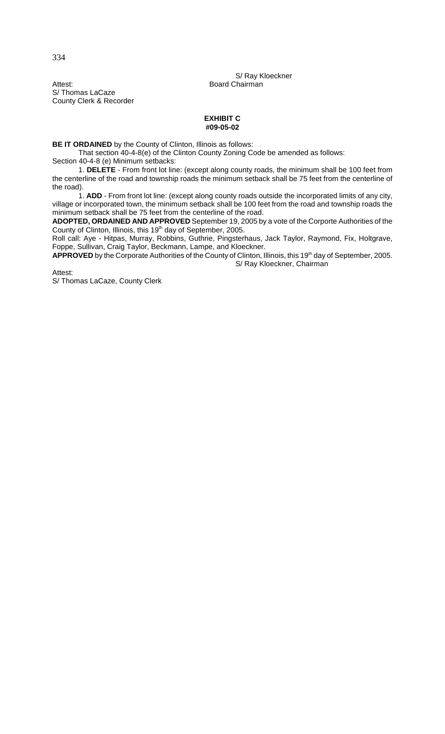S/ Ray Kloeckner
Board Chairman

Attest:
S/ Thomas LaCaze
County Clerk & Recorder

**EXHIBIT C**
**#09-05-02**

**BE IT ORDAINED** by the County of Clinton, Illinois as follows:

That section 40-4-8(e) of the Clinton County Zoning Code be amended as follows:

Section 40-4-8 (e) Minimum setbacks:

1. **DELETE** - From front lot line: (except along county roads, the minimum shall be 100 feet from the centerline of the road and township roads the minimum setback shall be 75 feet from the centerline of the road).

1. **ADD** - From front lot line: (except along county roads outside the incorporated limits of any city, village or incorporated town, the minimum setback shall be 100 feet from the road and township roads the minimum setback shall be 75 feet from the centerline of the road.

**ADOPTED, ORDAINED AND APPROVED** September 19, 2005 by a vote of the Corporte Authorities of the County of Clinton, Illinois, this 19th day of September, 2005.

Roll call: Aye - Hitpas, Murray, Robbins, Guthrie, Pingsterhaus, Jack Taylor, Raymond, Fix, Holtgrave, Foppe, Sullivan, Craig Taylor, Beckmann, Lampe, and Kloeckner.

**APPROVED** by the Corporate Authorities of the County of Clinton, Illinois, this 19th day of September, 2005.

S/ Ray Kloeckner, Chairman

Attest:
S/ Thomas LaCaze, County Clerk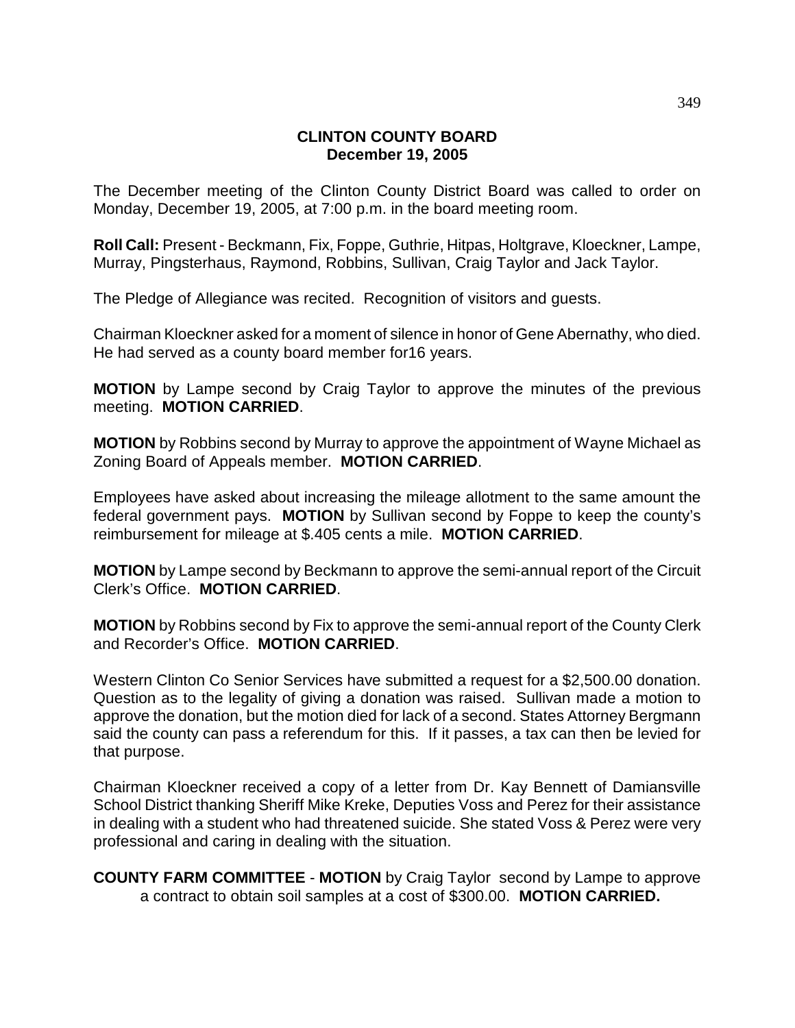**CLINTON COUNTY BOARD**
**December 19, 2005**

The December meeting of the Clinton County District Board was called to order on Monday, December 19, 2005, at 7:00 p.m. in the board meeting room.

**Roll Call:** Present - Beckmann, Fix, Foppe, Guthrie, Hitpas, Holtgrave, Kloeckner, Lampe, Murray, Pingsterhaus, Raymond, Robbins, Sullivan, Craig Taylor and Jack Taylor.

The Pledge of Allegiance was recited. Recognition of visitors and guests.

Chairman Kloeckner asked for a moment of silence in honor of Gene Abernathy, who died. He had served as a county board member for16 years.

**MOTION** by Lampe second by Craig Taylor to approve the minutes of the previous meeting. **MOTION CARRIED**.

**MOTION** by Robbins second by Murray to approve the appointment of Wayne Michael as Zoning Board of Appeals member. **MOTION CARRIED**.

Employees have asked about increasing the mileage allotment to the same amount the federal government pays. **MOTION** by Sullivan second by Foppe to keep the county's reimbursement for mileage at $.405 cents a mile. **MOTION CARRIED**.

**MOTION** by Lampe second by Beckmann to approve the semi-annual report of the Circuit Clerk's Office. **MOTION CARRIED**.

**MOTION** by Robbins second by Fix to approve the semi-annual report of the County Clerk and Recorder's Office. **MOTION CARRIED**.

Western Clinton Co Senior Services have submitted a request for a $2,500.00 donation. Question as to the legality of giving a donation was raised. Sullivan made a motion to approve the donation, but the motion died for lack of a second. States Attorney Bergmann said the county can pass a referendum for this. If it passes, a tax can then be levied for that purpose.

Chairman Kloeckner received a copy of a letter from Dr. Kay Bennett of Damiansville School District thanking Sheriff Mike Kreke, Deputies Voss and Perez for their assistance in dealing with a student who had threatened suicide. She stated Voss & Perez were very professional and caring in dealing with the situation.

**COUNTY FARM COMMITTEE** - **MOTION** by Craig Taylor second by Lampe to approve a contract to obtain soil samples at a cost of $300.00. **MOTION CARRIED.**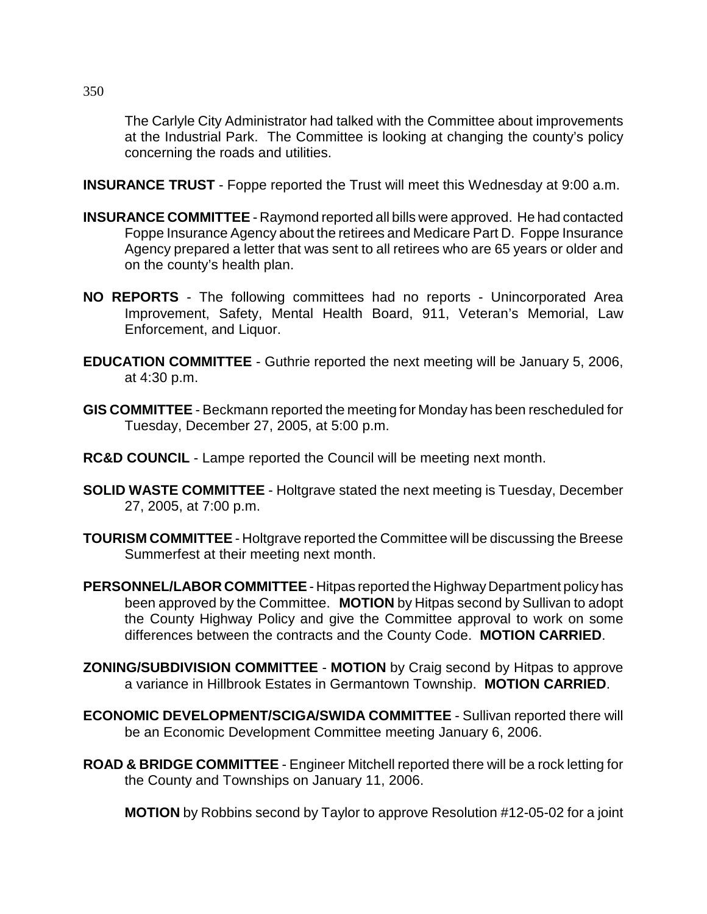The Carlyle City Administrator had talked with the Committee about improvements at the Industrial Park. The Committee is looking at changing the county's policy concerning the roads and utilities.

**INSURANCE TRUST** - Foppe reported the Trust will meet this Wednesday at 9:00 a.m.

**INSURANCE COMMITTEE** - Raymond reported all bills were approved. He had contacted Foppe Insurance Agency about the retirees and Medicare Part D. Foppe Insurance Agency prepared a letter that was sent to all retirees who are 65 years or older and on the county's health plan.

**NO REPORTS** - The following committees had no reports - Unincorporated Area Improvement, Safety, Mental Health Board, 911, Veteran's Memorial, Law Enforcement, and Liquor.

**EDUCATION COMMITTEE** - Guthrie reported the next meeting will be January 5, 2006, at 4:30 p.m.

**GIS COMMITTEE** - Beckmann reported the meeting for Monday has been rescheduled for Tuesday, December 27, 2005, at 5:00 p.m.

**RC&D COUNCIL** - Lampe reported the Council will be meeting next month.

**SOLID WASTE COMMITTEE** - Holtgrave stated the next meeting is Tuesday, December 27, 2005, at 7:00 p.m.

**TOURISM COMMITTEE** - Holtgrave reported the Committee will be discussing the Breese Summerfest at their meeting next month.

**PERSONNEL/LABOR COMMITTEE** - Hitpas reported the Highway Department policy has been approved by the Committee. **MOTION** by Hitpas second by Sullivan to adopt the County Highway Policy and give the Committee approval to work on some differences between the contracts and the County Code. **MOTION CARRIED**.

**ZONING/SUBDIVISION COMMITTEE** - **MOTION** by Craig second by Hitpas to approve a variance in Hillbrook Estates in Germantown Township. **MOTION CARRIED**.

**ECONOMIC DEVELOPMENT/SCIGA/SWIDA COMMITTEE** - Sullivan reported there will be an Economic Development Committee meeting January 6, 2006.

**ROAD & BRIDGE COMMITTEE** - Engineer Mitchell reported there will be a rock letting for the County and Townships on January 11, 2006.

**MOTION** by Robbins second by Taylor to approve Resolution #12-05-02 for a joint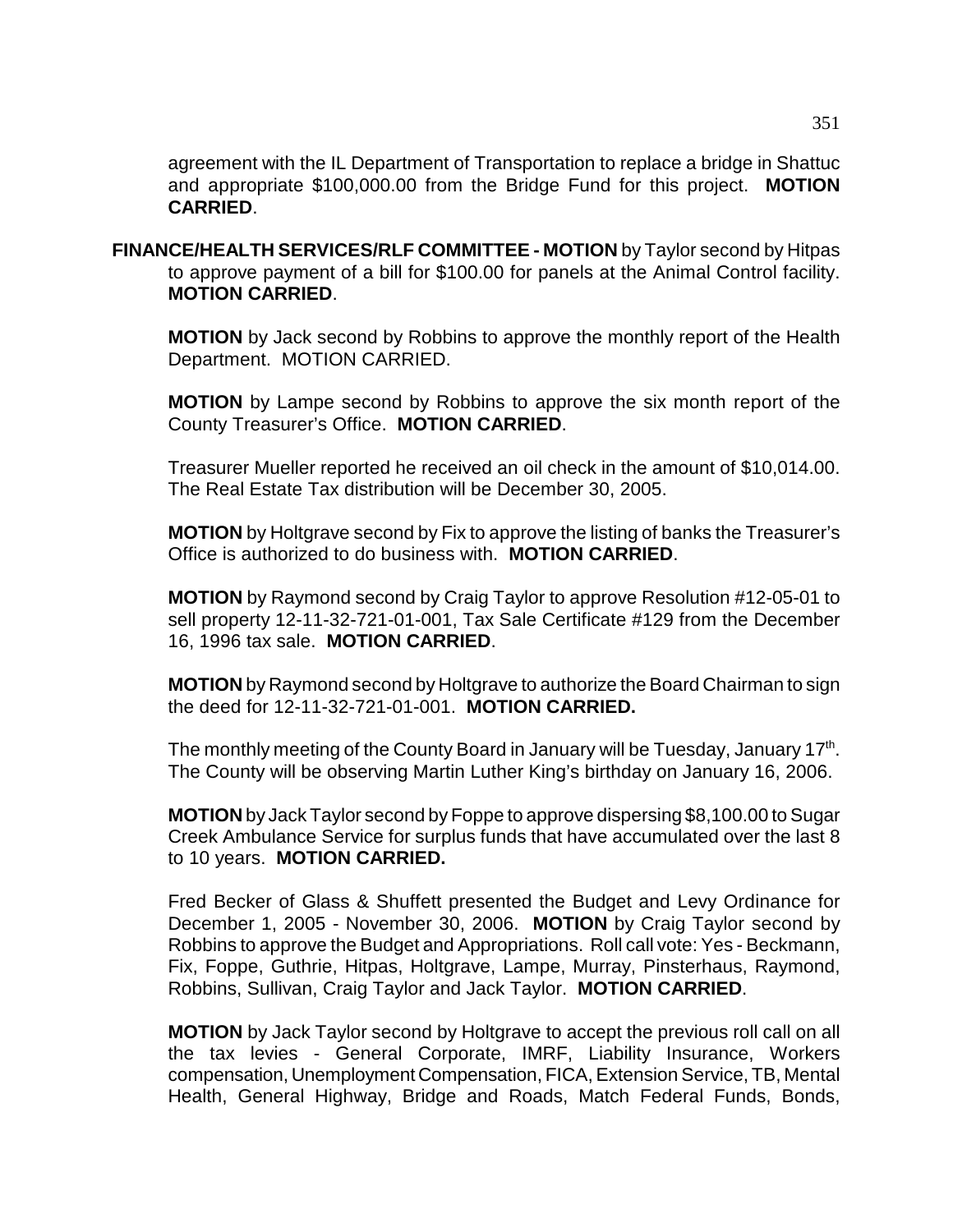agreement with the IL Department of Transportation to replace a bridge in Shattuc and appropriate $100,000.00 from the Bridge Fund for this project. **MOTION CARRIED**.

**FINANCE/HEALTH SERVICES/RLF COMMITTEE - MOTION** by Taylor second by Hitpas to approve payment of a bill for $100.00 for panels at the Animal Control facility. **MOTION CARRIED**.

**MOTION** by Jack second by Robbins to approve the monthly report of the Health Department. MOTION CARRIED.

**MOTION** by Lampe second by Robbins to approve the six month report of the County Treasurer's Office. **MOTION CARRIED**.

Treasurer Mueller reported he received an oil check in the amount of $10,014.00. The Real Estate Tax distribution will be December 30, 2005.

**MOTION** by Holtgrave second by Fix to approve the listing of banks the Treasurer's Office is authorized to do business with. **MOTION CARRIED**.

**MOTION** by Raymond second by Craig Taylor to approve Resolution #12-05-01 to sell property 12-11-32-721-01-001, Tax Sale Certificate #129 from the December 16, 1996 tax sale. **MOTION CARRIED**.

**MOTION** by Raymond second by Holtgrave to authorize the Board Chairman to sign the deed for 12-11-32-721-01-001. **MOTION CARRIED.**

The monthly meeting of the County Board in January will be Tuesday, January 17th. The County will be observing Martin Luther King's birthday on January 16, 2006.

**MOTION** by Jack Taylor second by Foppe to approve dispersing $8,100.00 to Sugar Creek Ambulance Service for surplus funds that have accumulated over the last 8 to 10 years. **MOTION CARRIED.**

Fred Becker of Glass & Shuffett presented the Budget and Levy Ordinance for December 1, 2005 - November 30, 2006. **MOTION** by Craig Taylor second by Robbins to approve the Budget and Appropriations. Roll call vote: Yes - Beckmann, Fix, Foppe, Guthrie, Hitpas, Holtgrave, Lampe, Murray, Pinsterhaus, Raymond, Robbins, Sullivan, Craig Taylor and Jack Taylor. **MOTION CARRIED**.

**MOTION** by Jack Taylor second by Holtgrave to accept the previous roll call on all the tax levies - General Corporate, IMRF, Liability Insurance, Workers compensation, Unemployment Compensation, FICA, Extension Service, TB, Mental Health, General Highway, Bridge and Roads, Match Federal Funds, Bonds,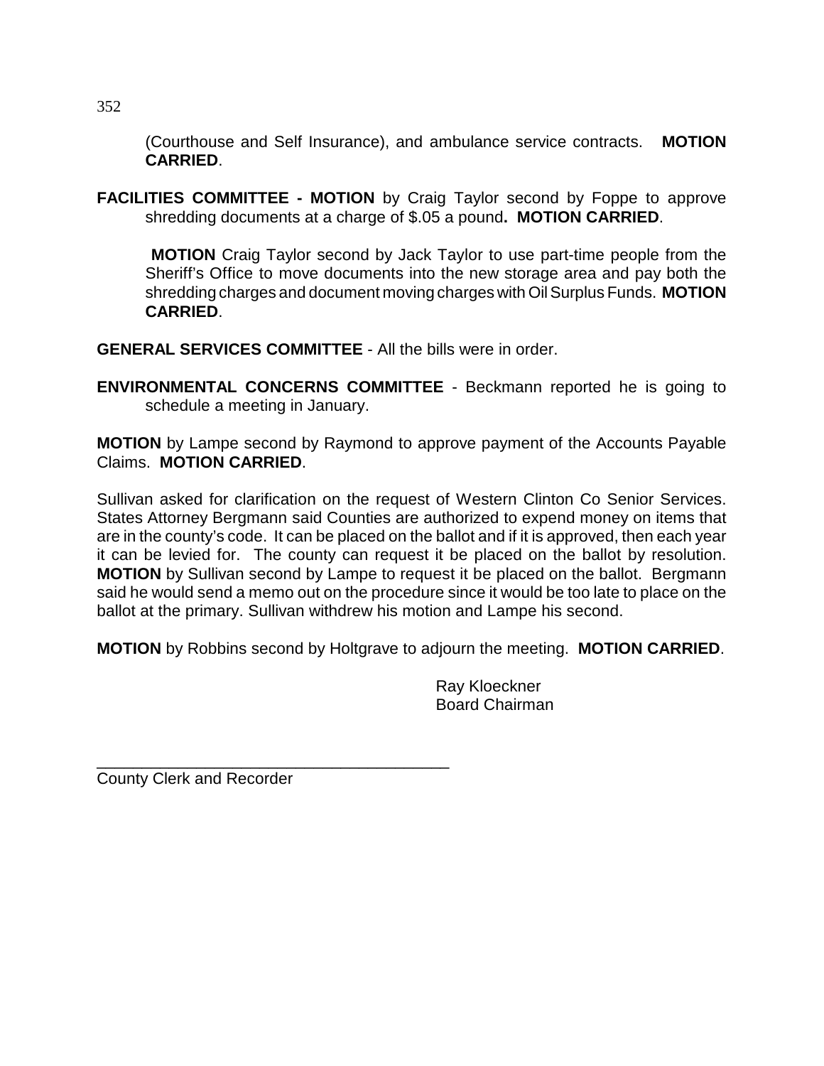(Courthouse and Self Insurance), and ambulance service contracts. **MOTION CARRIED**.

**FACILITIES COMMITTEE - MOTION** by Craig Taylor second by Foppe to approve shredding documents at a charge of $.05 a pound**. MOTION CARRIED**.

**MOTION** Craig Taylor second by Jack Taylor to use part-time people from the Sheriff's Office to move documents into the new storage area and pay both the shredding charges and document moving charges with Oil Surplus Funds. **MOTION CARRIED**.

**GENERAL SERVICES COMMITTEE** - All the bills were in order.

**ENVIRONMENTAL CONCERNS COMMITTEE** - Beckmann reported he is going to schedule a meeting in January.

**MOTION** by Lampe second by Raymond to approve payment of the Accounts Payable Claims. **MOTION CARRIED**.

Sullivan asked for clarification on the request of Western Clinton Co Senior Services. States Attorney Bergmann said Counties are authorized to expend money on items that are in the county's code. It can be placed on the ballot and if it is approved, then each year it can be levied for. The county can request it be placed on the ballot by resolution. **MOTION** by Sullivan second by Lampe to request it be placed on the ballot. Bergmann said he would send a memo out on the procedure since it would be too late to place on the ballot at the primary. Sullivan withdrew his motion and Lampe his second.

**MOTION** by Robbins second by Holtgrave to adjourn the meeting. **MOTION CARRIED**.

Ray Kloeckner
Board Chairman

\_\_\_\_\_\_\_\_\_\_\_\_\_\_\_\_\_\_\_\_\_\_\_\_\_\_\_\_\_\_\_\_\_\_\_\_\_\_\_\_
County Clerk and Recorder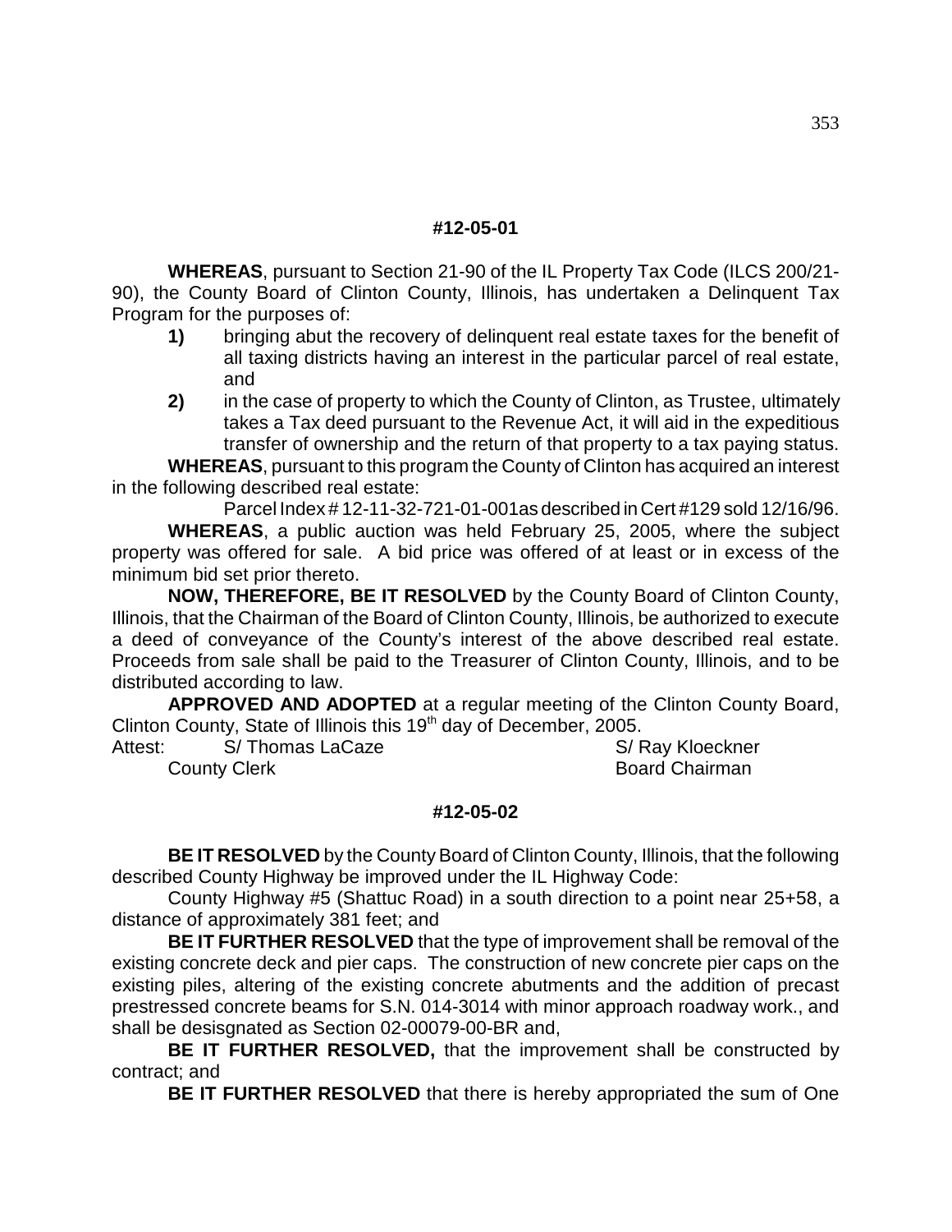**#12-05-01**

**WHEREAS**, pursuant to Section 21-90 of the IL Property Tax Code (ILCS 200/21-90), the County Board of Clinton County, Illinois, has undertaken a Delinquent Tax Program for the purposes of:

1) bringing abut the recovery of delinquent real estate taxes for the benefit of all taxing districts having an interest in the particular parcel of real estate, and
2) in the case of property to which the County of Clinton, as Trustee, ultimately takes a Tax deed pursuant to the Revenue Act, it will aid in the expeditious transfer of ownership and the return of that property to a tax paying status.

**WHEREAS**, pursuant to this program the County of Clinton has acquired an interest in the following described real estate:

Parcel Index # 12-11-32-721-01-001as described in Cert #129 sold 12/16/96.

**WHEREAS**, a public auction was held February 25, 2005, where the subject property was offered for sale. A bid price was offered of at least or in excess of the minimum bid set prior thereto.

**NOW, THEREFORE, BE IT RESOLVED** by the County Board of Clinton County, Illinois, that the Chairman of the Board of Clinton County, Illinois, be authorized to execute a deed of conveyance of the County's interest of the above described real estate. Proceeds from sale shall be paid to the Treasurer of Clinton County, Illinois, and to be distributed according to law.

**APPROVED AND ADOPTED** at a regular meeting of the Clinton County Board, Clinton County, State of Illinois this 19th day of December, 2005.

Attest: S/ Thomas LaCaze S/ Ray Kloeckner
County Clerk Board Chairman

**#12-05-02**

**BE IT RESOLVED** by the County Board of Clinton County, Illinois, that the following described County Highway be improved under the IL Highway Code:

County Highway #5 (Shattuc Road) in a south direction to a point near 25+58, a distance of approximately 381 feet; and

**BE IT FURTHER RESOLVED** that the type of improvement shall be removal of the existing concrete deck and pier caps. The construction of new concrete pier caps on the existing piles, altering of the existing concrete abutments and the addition of precast prestressed concrete beams for S.N. 014-3014 with minor approach roadway work., and shall be desisgnated as Section 02-00079-00-BR and,

**BE IT FURTHER RESOLVED,** that the improvement shall be constructed by contract; and

**BE IT FURTHER RESOLVED** that there is hereby appropriated the sum of One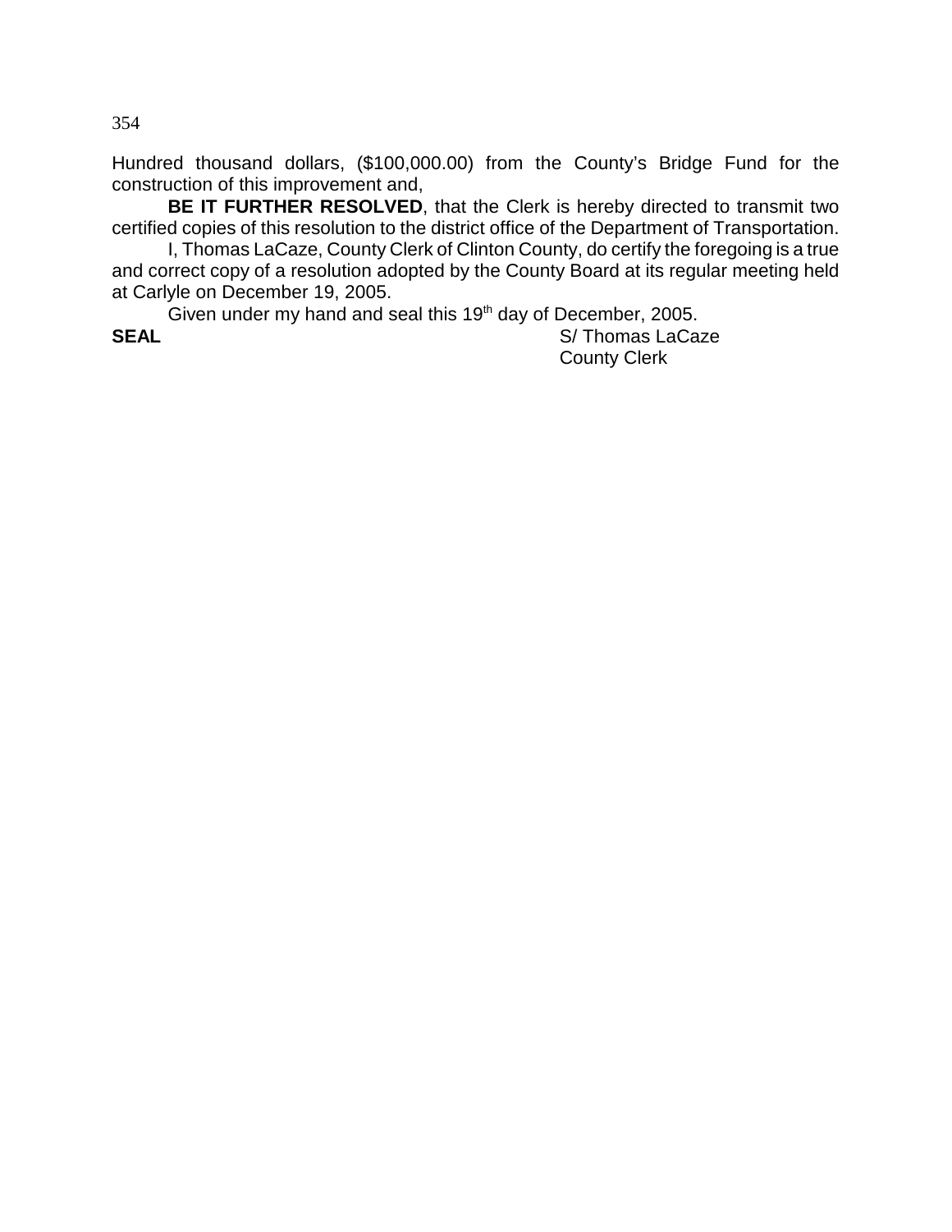Hundred thousand dollars, ($100,000.00) from the County's Bridge Fund for the construction of this improvement and,

**BE IT FURTHER RESOLVED**, that the Clerk is hereby directed to transmit two certified copies of this resolution to the district office of the Department of Transportation.

I, Thomas LaCaze, County Clerk of Clinton County, do certify the foregoing is a true and correct copy of a resolution adopted by the County Board at its regular meeting held at Carlyle on December 19, 2005.

Given under my hand and seal this 19th day of December, 2005.

**SEAL**

S/ Thomas LaCaze
County Clerk